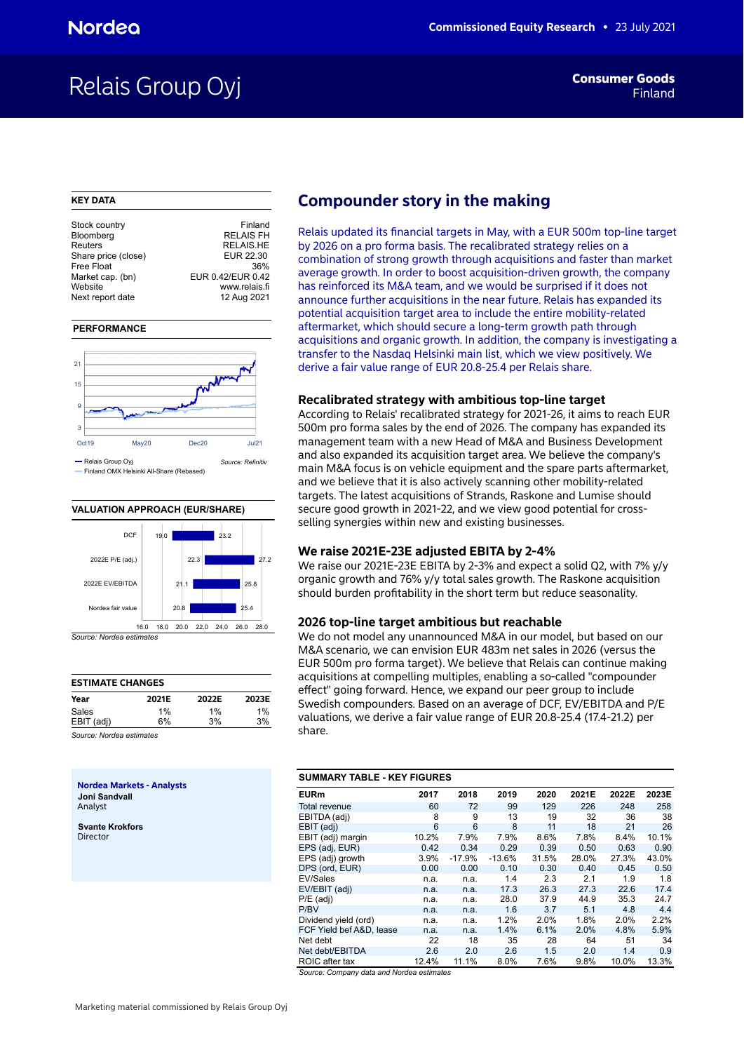Nordea — Commissioned Equity Research • 23 July 2021

# Relais Group Oyj

**Consumer Goods**
Finland

## KEY DATA

| | |
|---|---|
| Stock country | Finland |
| Bloomberg | RELAIS FH |
| Reuters | RELAIS.HE |
| Share price (close) | EUR 22.30 |
| Free Float | 36% |
| Market cap. (bn) | EUR 0.42/EUR 0.42 |
| Website | www.relais.fi |
| Next report date | 12 Aug 2021 |

## PERFORMANCE

Relais Group Oyj
Finland OMX Helsinki All-Share (Rebased)

Source: Refinitiv

## VALUATION APPROACH (EUR/SHARE)

| | Low | High |
|---|---|---|
| DCF | 19.0 | 23.2 |
| 2022E P/E (adj.) | 22.3 | 27.2 |
| 2022E EV/EBITDA | 21.1 | 25.8 |
| Nordea fair value | 20.8 | 25.4 |

Source: Nordea estimates

## ESTIMATE CHANGES

| Year | 2021E | 2022E | 2023E |
|---|---|---|---|
| Sales | 1% | 1% | 1% |
| EBIT (adj) | 6% | 3% | 3% |

Source: Nordea estimates

**Nordea Markets - Analysts**

**Joni Sandvall**
Analyst

**Svante Krokfors**
Director

## Compounder story in the making

Relais updated its financial targets in May, with a EUR 500m top-line target by 2026 on a pro forma basis. The recalibrated strategy relies on a combination of strong growth through acquisitions and faster than market average growth. In order to boost acquisition-driven growth, the company has reinforced its M&A team, and we would be surprised if it does not announce further acquisitions in the near future. Relais has expanded its potential acquisition target area to include the entire mobility-related aftermarket, which should secure a long-term growth path through acquisitions and organic growth. In addition, the company is investigating a transfer to the Nasdaq Helsinki main list, which we view positively. We derive a fair value range of EUR 20.8-25.4 per Relais share.

### Recalibrated strategy with ambitious top-line target

According to Relais' recalibrated strategy for 2021-26, it aims to reach EUR 500m pro forma sales by the end of 2026. The company has expanded its management team with a new Head of M&A and Business Development and also expanded its acquisition target area. We believe the company's main M&A focus is on vehicle equipment and the spare parts aftermarket, and we believe that it is also actively scanning other mobility-related targets. The latest acquisitions of Strands, Raskone and Lumise should secure good growth in 2021-22, and we view good potential for cross-selling synergies within new and existing businesses.

### We raise 2021E-23E adjusted EBITA by 2-4%

We raise our 2021E-23E EBITA by 2-3% and expect a solid Q2, with 7% y/y organic growth and 76% y/y total sales growth. The Raskone acquisition should burden profitability in the short term but reduce seasonality.

### 2026 top-line target ambitious but reachable

We do not model any unannounced M&A in our model, but based on our M&A scenario, we can envision EUR 483m net sales in 2026 (versus the EUR 500m pro forma target). We believe that Relais can continue making acquisitions at compelling multiples, enabling a so-called "compounder effect" going forward. Hence, we expand our peer group to include Swedish compounders. Based on an average of DCF, EV/EBITDA and P/E valuations, we derive a fair value range of EUR 20.8-25.4 (17.4-21.2) per share.

## SUMMARY TABLE - KEY FIGURES

| EURm | 2017 | 2018 | 2019 | 2020 | 2021E | 2022E | 2023E |
|---|---|---|---|---|---|---|---|
| Total revenue | 60 | 72 | 99 | 129 | 226 | 248 | 258 |
| EBITDA (adj) | 8 | 9 | 13 | 19 | 32 | 36 | 38 |
| EBIT (adj) | 6 | 6 | 8 | 11 | 18 | 21 | 26 |
| EBIT (adj) margin | 10.2% | 7.9% | 7.9% | 8.6% | 7.8% | 8.4% | 10.1% |
| EPS (adj, EUR) | 0.42 | 0.34 | 0.29 | 0.39 | 0.50 | 0.63 | 0.90 |
| EPS (adj) growth | 3.9% | -17.9% | -13.6% | 31.5% | 28.0% | 27.3% | 43.0% |
| DPS (ord, EUR) | 0.00 | 0.00 | 0.10 | 0.30 | 0.40 | 0.45 | 0.50 |
| EV/Sales | n.a. | n.a. | 1.4 | 2.3 | 2.1 | 1.9 | 1.8 |
| EV/EBIT (adj) | n.a. | n.a. | 17.3 | 26.3 | 27.3 | 22.6 | 17.4 |
| P/E (adj) | n.a. | n.a. | 28.0 | 37.9 | 44.9 | 35.3 | 24.7 |
| P/BV | n.a. | n.a. | 1.6 | 3.7 | 5.1 | 4.8 | 4.4 |
| Dividend yield (ord) | n.a. | n.a. | 1.2% | 2.0% | 1.8% | 2.0% | 2.2% |
| FCF Yield bef A&D, lease | n.a. | n.a. | 1.4% | 6.1% | 2.0% | 4.8% | 5.9% |
| Net debt | 22 | 18 | 35 | 28 | 64 | 51 | 34 |
| Net debt/EBITDA | 2.6 | 2.0 | 2.6 | 1.5 | 2.0 | 1.4 | 0.9 |
| ROIC after tax | 12.4% | 11.1% | 8.0% | 7.6% | 9.8% | 10.0% | 13.3% |

Source: Company data and Nordea estimates

Marketing material commissioned by Relais Group Oyj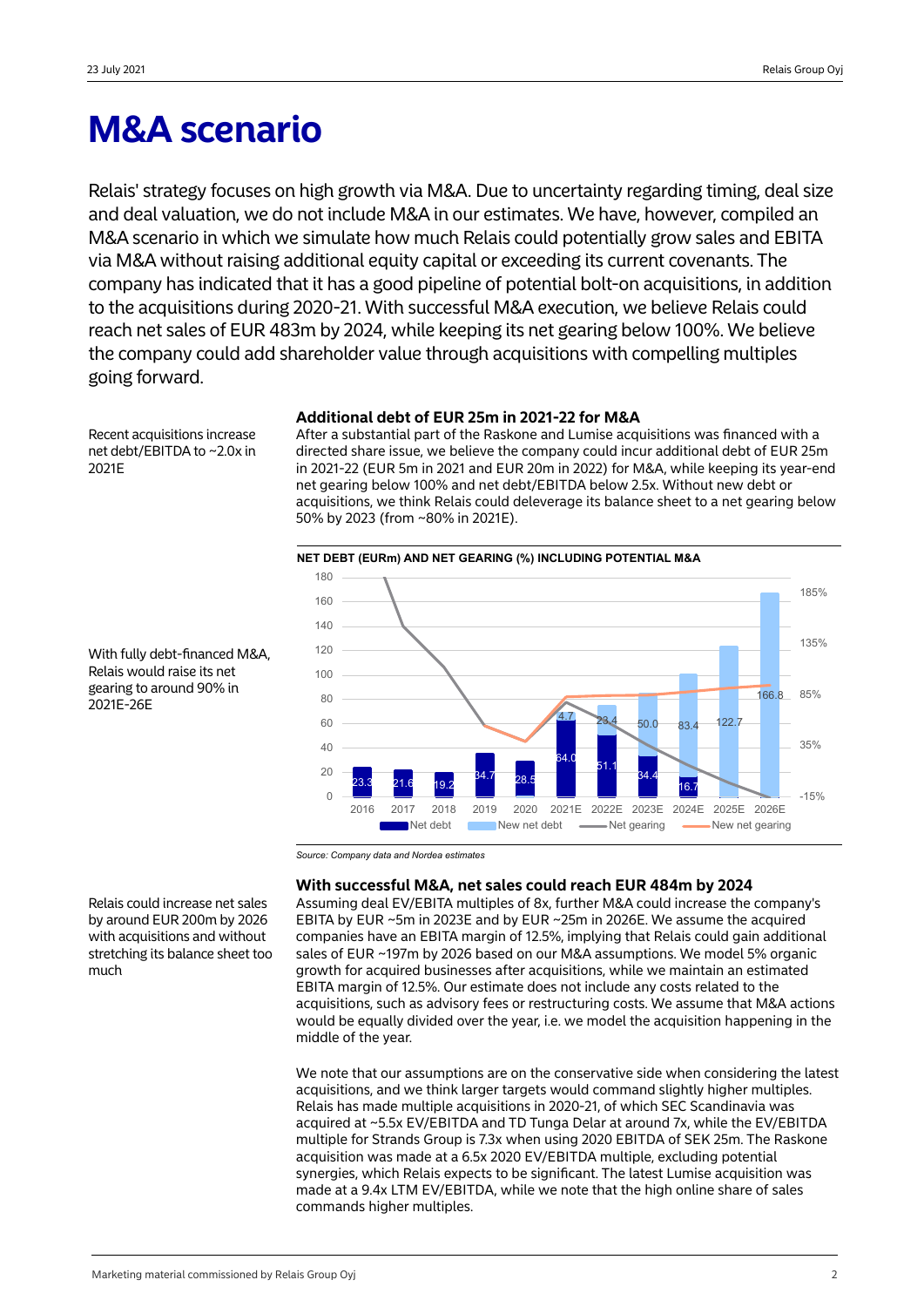# M&A scenario

Relais' strategy focuses on high growth via M&A. Due to uncertainty regarding timing, deal size and deal valuation, we do not include M&A in our estimates. We have, however, compiled an M&A scenario in which we simulate how much Relais could potentially grow sales and EBITA via M&A without raising additional equity capital or exceeding its current covenants. The company has indicated that it has a good pipeline of potential bolt-on acquisitions, in addition to the acquisitions during 2020-21. With successful M&A execution, we believe Relais could reach net sales of EUR 483m by 2024, while keeping its net gearing below 100%. We believe the company could add shareholder value through acquisitions with compelling multiples going forward.

Recent acquisitions increase net debt/EBITDA to ~2.0x in 2021E

### Additional debt of EUR 25m in 2021-22 for M&A

After a substantial part of the Raskone and Lumise acquisitions was financed with a directed share issue, we believe the company could incur additional debt of EUR 25m in 2021-22 (EUR 5m in 2021 and EUR 20m in 2022) for M&A, while keeping its year-end net gearing below 100% and net debt/EBITDA below 2.5x. Without new debt or acquisitions, we think Relais could deleverage its balance sheet to a net gearing below 50% by 2023 (from ~80% in 2021E).

With fully debt-financed M&A, Relais would raise its net gearing to around 90% in 2021E-26E

**NET DEBT (EURm) AND NET GEARING (%) INCLUDING POTENTIAL M&A**

| | 2016 | 2017 | 2018 | 2019 | 2020 | 2021E | 2022E | 2023E | 2024E | 2025E | 2026E |
|---|---|---|---|---|---|---|---|---|---|---|---|
| Net debt | 23.3 | 21.6 | 19.2 | 34.7 | 28.5 | 64.0 | 51.1 | 34.4 | 16.7 | | |
| New net debt | | | | | | 4.7 | 23.4 | 50.0 | 83.4 | 122.7 | 166.8 |

*Source: Company data and Nordea estimates*

Relais could increase net sales by around EUR 200m by 2026 with acquisitions and without stretching its balance sheet too much

### With successful M&A, net sales could reach EUR 484m by 2024

Assuming deal EV/EBITA multiples of 8x, further M&A could increase the company's EBITA by EUR ~5m in 2023E and by EUR ~25m in 2026E. We assume the acquired companies have an EBITA margin of 12.5%, implying that Relais could gain additional sales of EUR ~197m by 2026 based on our M&A assumptions. We model 5% organic growth for acquired businesses after acquisitions, while we maintain an estimated EBITA margin of 12.5%. Our estimate does not include any costs related to the acquisitions, such as advisory fees or restructuring costs. We assume that M&A actions would be equally divided over the year, i.e. we model the acquisition happening in the middle of the year.

We note that our assumptions are on the conservative side when considering the latest acquisitions, and we think larger targets would command slightly higher multiples. Relais has made multiple acquisitions in 2020-21, of which SEC Scandinavia was acquired at ~5.5x EV/EBITDA and TD Tunga Delar at around 7x, while the EV/EBITDA multiple for Strands Group is 7.3x when using 2020 EBITDA of SEK 25m. The Raskone acquisition was made at a 6.5x 2020 EV/EBITDA multiple, excluding potential synergies, which Relais expects to be significant. The latest Lumise acquisition was made at a 9.4x LTM EV/EBITDA, while we note that the high online share of sales commands higher multiples.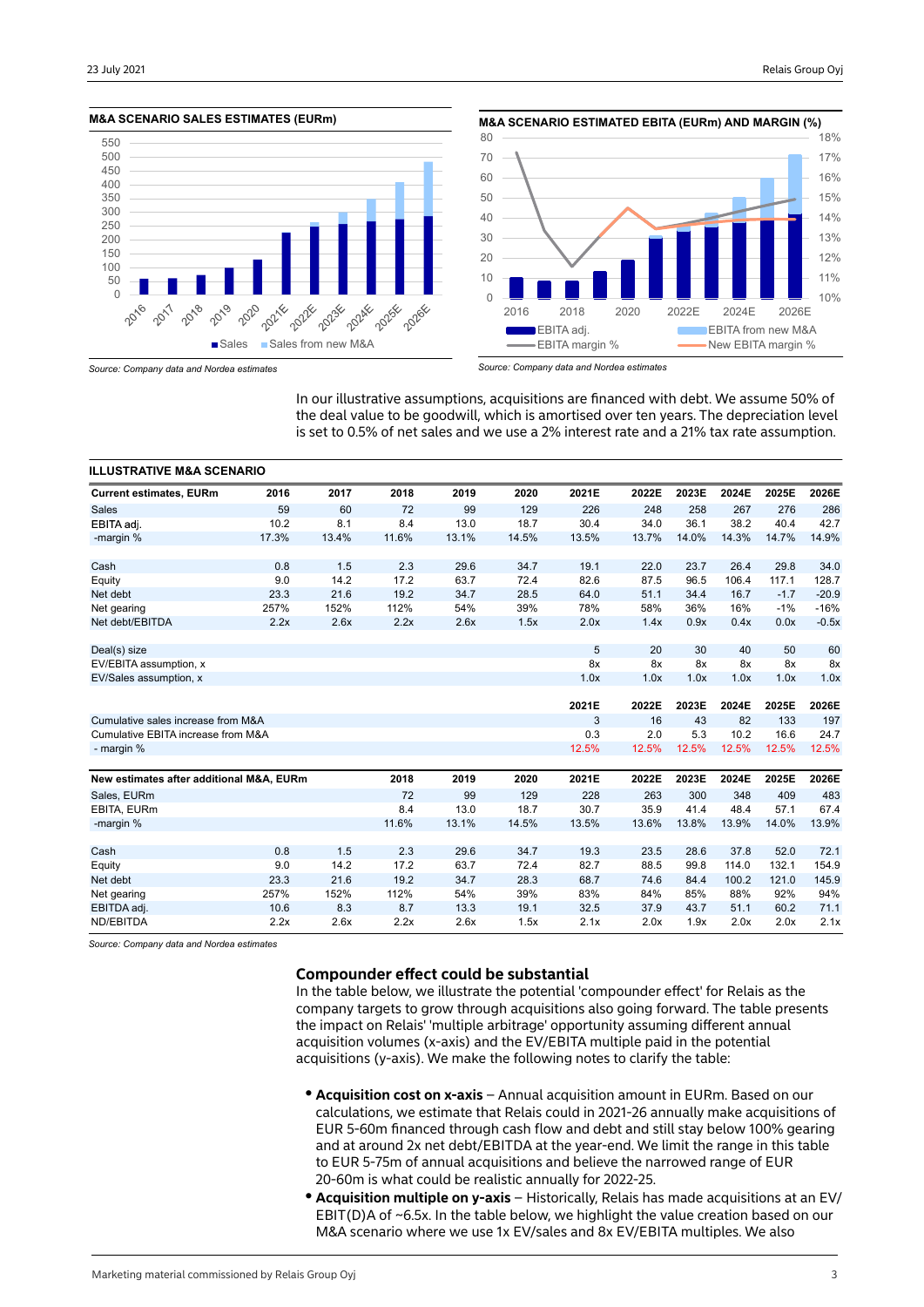**M&A SCENARIO SALES ESTIMATES (EURm)**

Source: Company data and Nordea estimates

**M&A SCENARIO ESTIMATED EBITA (EURm) AND MARGIN (%)**

Source: Company data and Nordea estimates

In our illustrative assumptions, acquisitions are financed with debt. We assume 50% of the deal value to be goodwill, which is amortised over ten years. The depreciation level is set to 0.5% of net sales and we use a 2% interest rate and a 21% tax rate assumption.

**ILLUSTRATIVE M&A SCENARIO**

| Current estimates, EURm | 2016 | 2017 | 2018 | 2019 | 2020 | 2021E | 2022E | 2023E | 2024E | 2025E | 2026E |
|---|---|---|---|---|---|---|---|---|---|---|---|
| Sales | 59 | 60 | 72 | 99 | 129 | 226 | 248 | 258 | 267 | 276 | 286 |
| EBITA adj. | 10.2 | 8.1 | 8.4 | 13.0 | 18.7 | 30.4 | 34.0 | 36.1 | 38.2 | 40.4 | 42.7 |
| -margin % | 17.3% | 13.4% | 11.6% | 13.1% | 14.5% | 13.5% | 13.7% | 14.0% | 14.3% | 14.7% | 14.9% |
| | | | | | | | | | | | |
| Cash | 0.8 | 1.5 | 2.3 | 29.6 | 34.7 | 19.1 | 22.0 | 23.7 | 26.4 | 29.8 | 34.0 |
| Equity | 9.0 | 14.2 | 17.2 | 63.7 | 72.4 | 82.6 | 87.5 | 96.5 | 106.4 | 117.1 | 128.7 |
| Net debt | 23.3 | 21.6 | 19.2 | 34.7 | 28.5 | 64.0 | 51.1 | 34.4 | 16.7 | -1.7 | -20.9 |
| Net gearing | 257% | 152% | 112% | 54% | 39% | 78% | 58% | 36% | 16% | -1% | -16% |
| Net debt/EBITDA | 2.2x | 2.6x | 2.2x | 2.6x | 1.5x | 2.0x | 1.4x | 0.9x | 0.4x | 0.0x | -0.5x |
| | | | | | | | | | | | |
| Deal(s) size | | | | | | 5 | 20 | 30 | 40 | 50 | 60 |
| EV/EBITA assumption, x | | | | | | 8x | 8x | 8x | 8x | 8x | 8x |
| EV/Sales assumption, x | | | | | | 1.0x | 1.0x | 1.0x | 1.0x | 1.0x | 1.0x |
| | | | | | | | | | | | |
| | | | | | | 2021E | 2022E | 2023E | 2024E | 2025E | 2026E |
| Cumulative sales increase from M&A | | | | | | 3 | 16 | 43 | 82 | 133 | 197 |
| Cumulative EBITA increase from M&A | | | | | | 0.3 | 2.0 | 5.3 | 10.2 | 16.6 | 24.7 |
| - margin % | | | | | | 12.5% | 12.5% | 12.5% | 12.5% | 12.5% | 12.5% |
| | | | | | | | | | | | |
| **New estimates after additional M&A, EURm** | | | 2018 | 2019 | 2020 | 2021E | 2022E | 2023E | 2024E | 2025E | 2026E |
| Sales, EURm | | | 72 | 99 | 129 | 228 | 263 | 300 | 348 | 409 | 483 |
| EBITA, EURm | | | 8.4 | 13.0 | 18.7 | 30.7 | 35.9 | 41.4 | 48.4 | 57.1 | 67.4 |
| -margin % | | | 11.6% | 13.1% | 14.5% | 13.5% | 13.6% | 13.8% | 13.9% | 14.0% | 13.9% |
| | | | | | | | | | | | |
| Cash | 0.8 | 1.5 | 2.3 | 29.6 | 34.7 | 19.3 | 23.5 | 28.6 | 37.8 | 52.0 | 72.1 |
| Equity | 9.0 | 14.2 | 17.2 | 63.7 | 72.4 | 82.7 | 88.5 | 99.8 | 114.0 | 132.1 | 154.9 |
| Net debt | 23.3 | 21.6 | 19.2 | 34.7 | 28.3 | 68.7 | 74.6 | 84.4 | 100.2 | 121.0 | 145.9 |
| Net gearing | 257% | 152% | 112% | 54% | 39% | 83% | 84% | 85% | 88% | 92% | 94% |
| EBITDA adj. | 10.6 | 8.3 | 8.7 | 13.3 | 19.1 | 32.5 | 37.9 | 43.7 | 51.1 | 60.2 | 71.1 |
| ND/EBITDA | 2.2x | 2.6x | 2.2x | 2.6x | 1.5x | 2.1x | 2.0x | 1.9x | 2.0x | 2.0x | 2.1x |

Source: Company data and Nordea estimates

## Compounder effect could be substantial

In the table below, we illustrate the potential 'compounder effect' for Relais as the company targets to grow through acquisitions also going forward. The table presents the impact on Relais' 'multiple arbitrage' opportunity assuming different annual acquisition volumes (x-axis) and the EV/EBITA multiple paid in the potential acquisitions (y-axis). We make the following notes to clarify the table:

- **Acquisition cost on x-axis** – Annual acquisition amount in EURm. Based on our calculations, we estimate that Relais could in 2021-26 annually make acquisitions of EUR 5-60m financed through cash flow and debt and still stay below 100% gearing and at around 2x net debt/EBITDA at the year-end. We limit the range in this table to EUR 5-75m of annual acquisitions and believe the narrowed range of EUR 20-60m is what could be realistic annually for 2022-25.
- **Acquisition multiple on y-axis** – Historically, Relais has made acquisitions at an EV/EBIT(D)A of ~6.5x. In the table below, we highlight the value creation based on our M&A scenario where we use 1x EV/sales and 8x EV/EBITA multiples. We also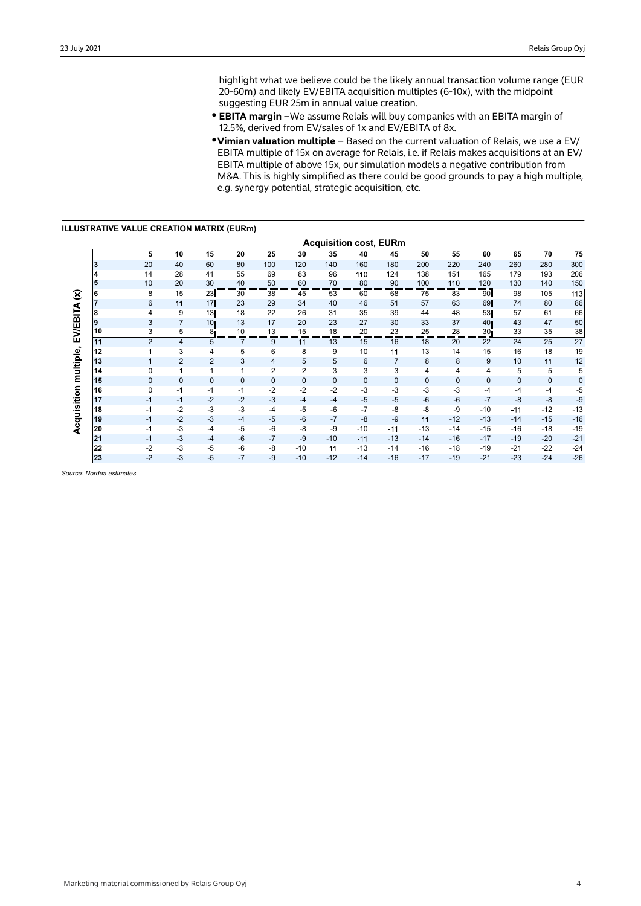highlight what we believe could be the likely annual transaction volume range (EUR 20-60m) and likely EV/EBITA acquisition multiples (6-10x), with the midpoint suggesting EUR 25m in annual value creation.

- **EBITA margin** –We assume Relais will buy companies with an EBITA margin of 12.5%, derived from EV/sales of 1x and EV/EBITA of 8x.
- **Vimian valuation multiple** – Based on the current valuation of Relais, we use a EV/ EBITA multiple of 15x on average for Relais, i.e. if Relais makes acquisitions at an EV/ EBITA multiple of above 15x, our simulation models a negative contribution from M&A. This is highly simplified as there could be good grounds to pay a high multiple, e.g. synergy potential, strategic acquisition, etc.

**ILLUSTRATIVE VALUE CREATION MATRIX (EURm)**

| Acquisition multiple, EV/EBITA (x) | Acquisition cost, EURm | | | | | | | | | | | | | | |
|---|---|---|---|---|---|---|---|---|---|---|---|---|---|---|---|
| | 5 | 10 | 15 | 20 | 25 | 30 | 35 | 40 | 45 | 50 | 55 | 60 | 65 | 70 | 75 |
| 3 | 20 | 40 | 60 | 80 | 100 | 120 | 140 | 160 | 180 | 200 | 220 | 240 | 260 | 280 | 300 |
| 4 | 14 | 28 | 41 | 55 | 69 | 83 | 96 | 110 | 124 | 138 | 151 | 165 | 179 | 193 | 206 |
| 5 | 10 | 20 | 30 | 40 | 50 | 60 | 70 | 80 | 90 | 100 | 110 | 120 | 130 | 140 | 150 |
| 6 | 8 | 15 | 23 | 30 | 38 | 45 | 53 | 60 | 68 | 75 | 83 | 90 | 98 | 105 | 113 |
| 7 | 6 | 11 | 17 | 23 | 29 | 34 | 40 | 46 | 51 | 57 | 63 | 69 | 74 | 80 | 86 |
| 8 | 4 | 9 | 13 | 18 | 22 | 26 | 31 | 35 | 39 | 44 | 48 | 53 | 57 | 61 | 66 |
| 9 | 3 | 7 | 10 | 13 | 17 | 20 | 23 | 27 | 30 | 33 | 37 | 40 | 43 | 47 | 50 |
| 10 | 3 | 5 | 8 | 10 | 13 | 15 | 18 | 20 | 23 | 25 | 28 | 30 | 33 | 35 | 38 |
| 11 | 2 | 4 | 5 | 7 | 9 | 11 | 13 | 15 | 16 | 18 | 20 | 22 | 24 | 25 | 27 |
| 12 | 1 | 3 | 4 | 5 | 6 | 8 | 9 | 10 | 11 | 13 | 14 | 15 | 16 | 18 | 19 |
| 13 | 1 | 2 | 2 | 3 | 4 | 5 | 5 | 6 | 7 | 8 | 8 | 9 | 10 | 11 | 12 |
| 14 | 0 | 1 | 1 | 1 | 2 | 2 | 3 | 3 | 3 | 4 | 4 | 4 | 5 | 5 | 5 |
| 15 | 0 | 0 | 0 | 0 | 0 | 0 | 0 | 0 | 0 | 0 | 0 | 0 | 0 | 0 | 0 |
| 16 | 0 | -1 | -1 | -1 | -2 | -2 | -2 | -3 | -3 | -3 | -3 | -4 | -4 | -4 | -5 |
| 17 | -1 | -1 | -2 | -2 | -3 | -4 | -4 | -5 | -5 | -6 | -6 | -7 | -8 | -8 | -9 |
| 18 | -1 | -2 | -3 | -3 | -4 | -5 | -6 | -7 | -8 | -8 | -9 | -10 | -11 | -12 | -13 |
| 19 | -1 | -2 | -3 | -4 | -5 | -6 | -7 | -8 | -9 | -11 | -12 | -13 | -14 | -15 | -16 |
| 20 | -1 | -3 | -4 | -5 | -6 | -8 | -9 | -10 | -11 | -13 | -14 | -15 | -16 | -18 | -19 |
| 21 | -1 | -3 | -4 | -6 | -7 | -9 | -10 | -11 | -13 | -14 | -16 | -17 | -19 | -20 | -21 |
| 22 | -2 | -3 | -5 | -6 | -8 | -10 | -11 | -13 | -14 | -16 | -18 | -19 | -21 | -22 | -24 |
| 23 | -2 | -3 | -5 | -7 | -9 | -10 | -12 | -14 | -16 | -17 | -19 | -21 | -23 | -24 | -26 |

*Source: Nordea estimates*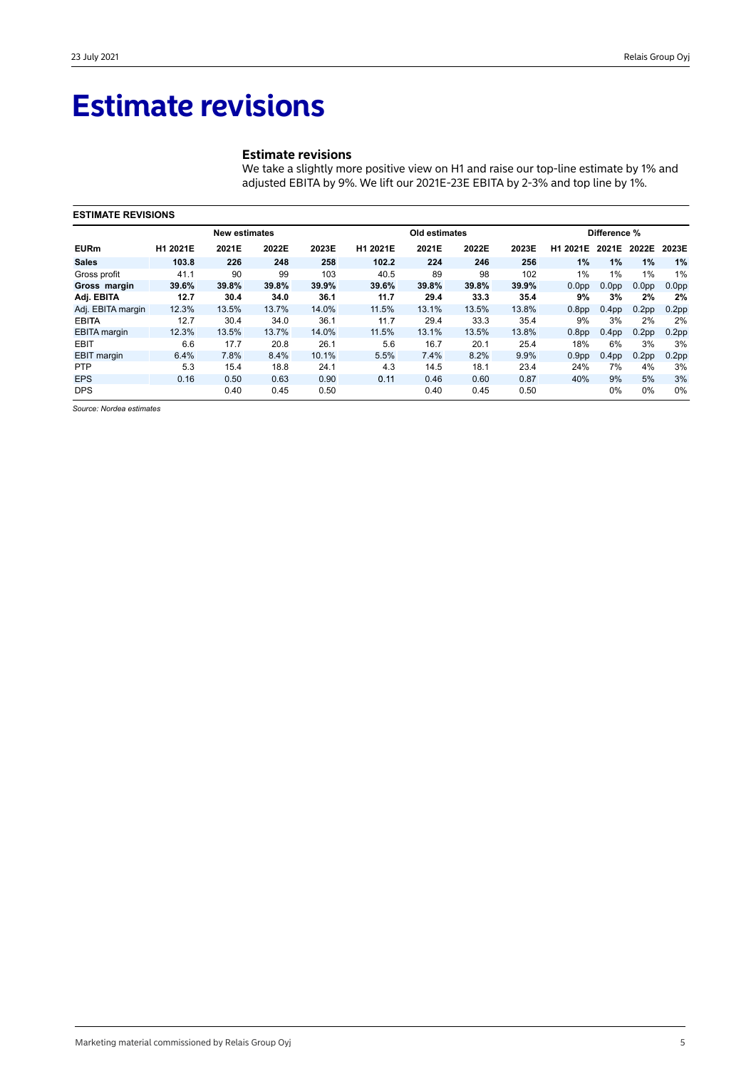# Estimate revisions

### Estimate revisions

We take a slightly more positive view on H1 and raise our top-line estimate by 1% and adjusted EBITA by 9%. We lift our 2021E-23E EBITA by 2-3% and top line by 1%.

**ESTIMATE REVISIONS**

| | New estimates | | | | Old estimates | | | | Difference % | | | |
|---|---|---|---|---|---|---|---|---|---|---|---|---|
| **EURm** | **H1 2021E** | **2021E** | **2022E** | **2023E** | **H1 2021E** | **2021E** | **2022E** | **2023E** | **H1 2021E** | **2021E** | **2022E** | **2023E** |
| **Sales** | **103.8** | **226** | **248** | **258** | **102.2** | **224** | **246** | **256** | **1%** | **1%** | **1%** | **1%** |
| Gross profit | 41.1 | 90 | 99 | 103 | 40.5 | 89 | 98 | 102 | 1% | 1% | 1% | 1% |
| **Gross margin** | **39.6%** | **39.8%** | **39.8%** | **39.9%** | **39.6%** | **39.8%** | **39.8%** | **39.9%** | 0.0pp | 0.0pp | 0.0pp | 0.0pp |
| **Adj. EBITA** | **12.7** | **30.4** | **34.0** | **36.1** | **11.7** | **29.4** | **33.3** | **35.4** | **9%** | **3%** | **2%** | **2%** |
| Adj. EBITA margin | 12.3% | 13.5% | 13.7% | 14.0% | 11.5% | 13.1% | 13.5% | 13.8% | 0.8pp | 0.4pp | 0.2pp | 0.2pp |
| EBITA | 12.7 | 30.4 | 34.0 | 36.1 | 11.7 | 29.4 | 33.3 | 35.4 | 9% | 3% | 2% | 2% |
| EBITA margin | 12.3% | 13.5% | 13.7% | 14.0% | 11.5% | 13.1% | 13.5% | 13.8% | 0.8pp | 0.4pp | 0.2pp | 0.2pp |
| EBIT | 6.6 | 17.7 | 20.8 | 26.1 | 5.6 | 16.7 | 20.1 | 25.4 | 18% | 6% | 3% | 3% |
| EBIT margin | 6.4% | 7.8% | 8.4% | 10.1% | 5.5% | 7.4% | 8.2% | 9.9% | 0.9pp | 0.4pp | 0.2pp | 0.2pp |
| PTP | 5.3 | 15.4 | 18.8 | 24.1 | 4.3 | 14.5 | 18.1 | 23.4 | 24% | 7% | 4% | 3% |
| EPS | 0.16 | 0.50 | 0.63 | 0.90 | 0.11 | 0.46 | 0.60 | 0.87 | 40% | 9% | 5% | 3% |
| DPS | | 0.40 | 0.45 | 0.50 | | 0.40 | 0.45 | 0.50 | | 0% | 0% | 0% |

*Source: Nordea estimates*

Marketing material commissioned by Relais Group Oyj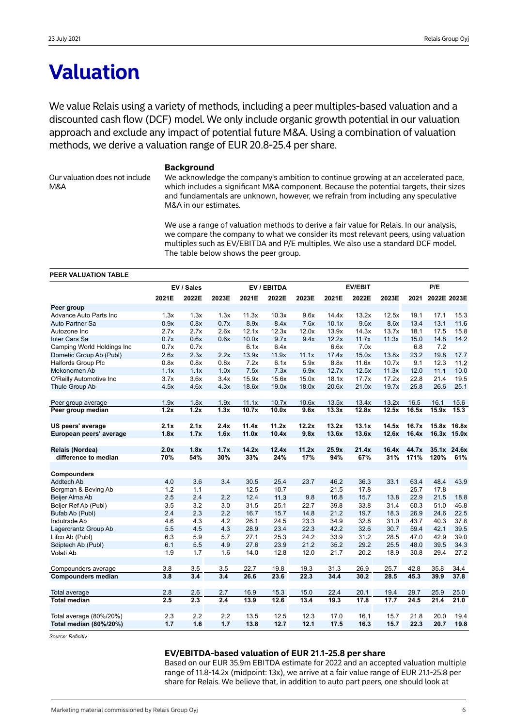# Valuation

We value Relais using a variety of methods, including a peer multiples-based valuation and a discounted cash flow (DCF) model. We only include organic growth potential in our valuation approach and exclude any impact of potential future M&A. Using a combination of valuation methods, we derive a valuation range of EUR 20.8-25.4 per share.

### Background

Our valuation does not include M&A

We acknowledge the company's ambition to continue growing at an accelerated pace, which includes a significant M&A component. Because the potential targets, their sizes and fundamentals are unknown, however, we refrain from including any speculative M&A in our estimates.

We use a range of valuation methods to derive a fair value for Relais. In our analysis, we compare the company to what we consider its most relevant peers, using valuation multiples such as EV/EBITDA and P/E multiples. We also use a standard DCF model. The table below shows the peer group.

**PEER VALUATION TABLE**

| | EV / Sales | | | EV / EBITDA | | | EV/EBIT | | | P/E | | |
|---|---|---|---|---|---|---|---|---|---|---|---|---|
| | 2021E | 2022E | 2023E | 2021E | 2022E | 2023E | 2021E | 2022E | 2023E | 2021 | 2022E | 2023E |
| **Peer group** | | | | | | | | | | | | |
| Advance Auto Parts Inc | 1.3x | 1.3x | 1.3x | 11.3x | 10.3x | 9.6x | 14.4x | 13.2x | 12.5x | 19.1 | 17.1 | 15.3 |
| Auto Partner Sa | 0.9x | 0.8x | 0.7x | 8.9x | 8.4x | 7.6x | 10.1x | 9.6x | 8.6x | 13.4 | 13.1 | 11.6 |
| Autozone Inc | 2.7x | 2.7x | 2.6x | 12.1x | 12.3x | 12.0x | 13.9x | 14.3x | 13.7x | 18.1 | 17.5 | 15.8 |
| Inter Cars Sa | 0.7x | 0.6x | 0.6x | 10.0x | 9.7x | 9.4x | 12.2x | 11.7x | 11.3x | 15.0 | 14.8 | 14.2 |
| Camping World Holdings Inc | 0.7x | 0.7x | | 6.1x | 6.4x | | 6.6x | 7.0x | | 6.8 | 7.2 | |
| Dometic Group Ab (Publ) | 2.6x | 2.3x | 2.2x | 13.9x | 11.9x | 11.1x | 17.4x | 15.0x | 13.8x | 23.2 | 19.8 | 17.7 |
| Halfords Group Plc | 0.8x | 0.8x | 0.8x | 7.2x | 6.1x | 5.9x | 8.8x | 11.6x | 10.7x | 9.1 | 12.3 | 11.2 |
| Mekonomen Ab | 1.1x | 1.1x | 1.0x | 7.5x | 7.3x | 6.9x | 12.7x | 12.5x | 11.3x | 12.0 | 11.1 | 10.0 |
| O'Reilly Automotive Inc | 3.7x | 3.6x | 3.4x | 15.9x | 15.6x | 15.0x | 18.1x | 17.7x | 17.2x | 22.8 | 21.4 | 19.5 |
| Thule Group Ab | 4.5x | 4.6x | 4.3x | 18.6x | 19.0x | 18.0x | 20.6x | 21.0x | 19.7x | 25.8 | 26.6 | 25.1 |
| | | | | | | | | | | | | |
| Peer group average | 1.9x | 1.8x | 1.9x | 11.1x | 10.7x | 10.6x | 13.5x | 13.4x | 13.2x | 16.5 | 16.1 | 15.6 |
| **Peer group median** | **1.2x** | **1.2x** | **1.3x** | **10.7x** | **10.0x** | **9.6x** | **13.3x** | **12.8x** | **12.5x** | **16.5x** | **15.9x** | **15.3** |
| | | | | | | | | | | | | |
| **US peers' average** | **2.1x** | **2.1x** | **2.4x** | **11.4x** | **11.2x** | **12.2x** | **13.2x** | **13.1x** | **14.5x** | **16.7x** | **15.8x** | **16.8x** |
| **European peers' average** | **1.8x** | **1.7x** | **1.6x** | **11.0x** | **10.4x** | **9.8x** | **13.6x** | **13.6x** | **12.6x** | **16.4x** | **16.3x** | **15.0x** |
| | | | | | | | | | | | | |
| **Relais (Nordea)** | **2.0x** | **1.8x** | **1.7x** | **14.2x** | **12.4x** | **11.2x** | **25.9x** | **21.4x** | **16.4x** | **44.7x** | **35.1x** | **24.6x** |
| **difference to median** | **70%** | **54%** | **30%** | **33%** | **24%** | **17%** | **94%** | **67%** | **31%** | **171%** | **120%** | **61%** |
| | | | | | | | | | | | | |
| **Compounders** | | | | | | | | | | | | |
| Addtech Ab | 4.0 | 3.6 | 3.4 | 30.5 | 25.4 | 23.7 | 46.2 | 36.3 | 33.1 | 63.4 | 48.4 | 43.9 |
| Bergman & Beving Ab | 1.2 | 1.1 | | 12.5 | 10.7 | | 21.5 | 17.8 | | 25.7 | 17.8 | |
| Beijer Alma Ab | 2.5 | 2.4 | 2.2 | 12.4 | 11.3 | 9.8 | 16.8 | 15.7 | 13.8 | 22.9 | 21.5 | 18.8 |
| Beijer Ref Ab (Publ) | 3.5 | 3.2 | 3.0 | 31.5 | 25.1 | 22.7 | 39.8 | 33.8 | 31.4 | 60.3 | 51.0 | 46.8 |
| Bufab Ab (Publ) | 2.4 | 2.3 | 2.2 | 16.7 | 15.7 | 14.8 | 21.2 | 19.7 | 18.3 | 26.9 | 24.6 | 22.5 |
| Indutrade Ab | 4.6 | 4.3 | 4.2 | 26.1 | 24.5 | 23.3 | 34.9 | 32.8 | 31.0 | 43.7 | 40.3 | 37.8 |
| Lagercrantz Group Ab | 5.5 | 4.5 | 4.3 | 28.9 | 23.4 | 22.3 | 42.2 | 32.6 | 30.7 | 59.4 | 42.1 | 39.5 |
| Lifco Ab (Publ) | 6.3 | 5.9 | 5.7 | 27.1 | 25.3 | 24.2 | 33.9 | 31.2 | 28.5 | 47.0 | 42.9 | 39.0 |
| Sdiptech Ab (Publ) | 6.1 | 5.5 | 4.9 | 27.6 | 23.9 | 21.2 | 35.2 | 29.2 | 25.5 | 48.0 | 39.5 | 34.3 |
| Volati Ab | 1.9 | 1.7 | 1.6 | 14.0 | 12.8 | 12.0 | 21.7 | 20.2 | 18.9 | 30.8 | 29.4 | 27.2 |
| | | | | | | | | | | | | |
| Compounders average | 3.8 | 3.5 | 3.5 | 22.7 | 19.8 | 19.3 | 31.3 | 26.9 | 25.7 | 42.8 | 35.8 | 34.4 |
| **Compounders median** | **3.8** | **3.4** | **3.4** | **26.6** | **23.6** | **22.3** | **34.4** | **30.2** | **28.5** | **45.3** | **39.9** | **37.8** |
| | | | | | | | | | | | | |
| Total average | 2.8 | 2.6 | 2.7 | 16.9 | 15.3 | 15.0 | 22.4 | 20.1 | 19.4 | 29.7 | 25.9 | 25.0 |
| **Total median** | **2.5** | **2.3** | **2.4** | **13.9** | **12.6** | **13.4** | **19.3** | **17.8** | **17.7** | **24.5** | **21.4** | **21.0** |
| | | | | | | | | | | | | |
| Total average (80%/20%) | 2.3 | 2.2 | 2.2 | 13.5 | 12.5 | 12.3 | 17.0 | 16.1 | 15.7 | 21.8 | 20.0 | 19.4 |
| **Total median (80%/20%)** | **1.7** | **1.6** | **1.7** | **13.8** | **12.7** | **12.1** | **17.5** | **16.3** | **15.7** | **22.3** | **20.7** | **19.8** |

*Source: Refinitiv*

### EV/EBITDA-based valuation of EUR 21.1-25.8 per share

Based on our EUR 35.9m EBITDA estimate for 2022 and an accepted valuation multiple range of 11.8-14.2x (midpoint: 13x), we arrive at a fair value range of EUR 21.1-25.8 per share for Relais. We believe that, in addition to auto part peers, one should look at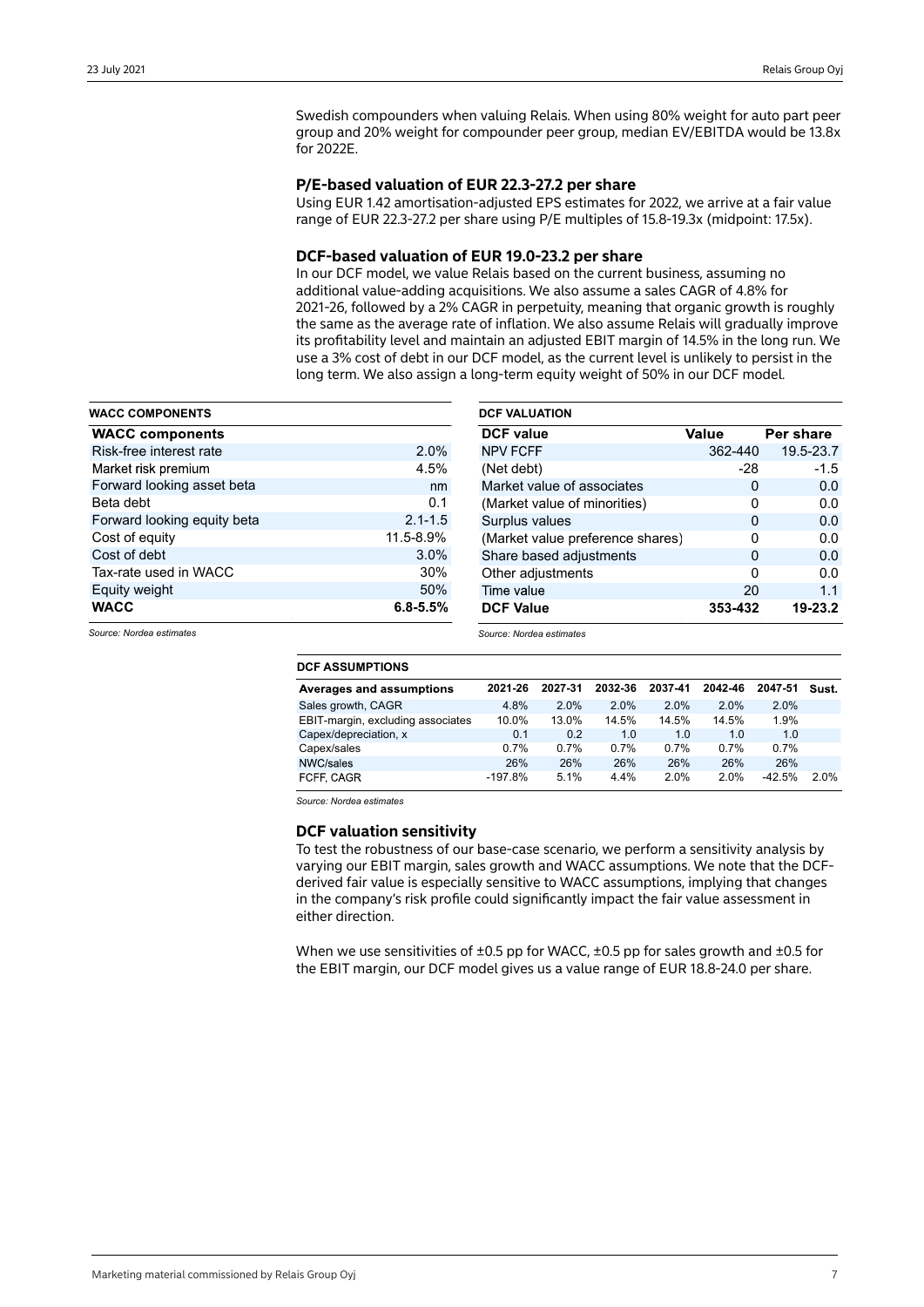Swedish compounders when valuing Relais. When using 80% weight for auto part peer group and 20% weight for compounder peer group, median EV/EBITDA would be 13.8x for 2022E.

### P/E-based valuation of EUR 22.3-27.2 per share

Using EUR 1.42 amortisation-adjusted EPS estimates for 2022, we arrive at a fair value range of EUR 22.3-27.2 per share using P/E multiples of 15.8-19.3x (midpoint: 17.5x).

### DCF-based valuation of EUR 19.0-23.2 per share

In our DCF model, we value Relais based on the current business, assuming no additional value-adding acquisitions. We also assume a sales CAGR of 4.8% for 2021-26, followed by a 2% CAGR in perpetuity, meaning that organic growth is roughly the same as the average rate of inflation. We also assume Relais will gradually improve its profitability level and maintain an adjusted EBIT margin of 14.5% in the long run. We use a 3% cost of debt in our DCF model, as the current level is unlikely to persist in the long term. We also assign a long-term equity weight of 50% in our DCF model.

**WACC COMPONENTS**

| WACC components | |
|---|---|
| Risk-free interest rate | 2.0% |
| Market risk premium | 4.5% |
| Forward looking asset beta | nm |
| Beta debt | 0.1 |
| Forward looking equity beta | 2.1-1.5 |
| Cost of equity | 11.5-8.9% |
| Cost of debt | 3.0% |
| Tax-rate used in WACC | 30% |
| Equity weight | 50% |
| **WACC** | **6.8-5.5%** |

*Source: Nordea estimates*

**DCF VALUATION**

| DCF value | Value | Per share |
|---|---|---|
| NPV FCFF | 362-440 | 19.5-23.7 |
| (Net debt) | -28 | -1.5 |
| Market value of associates | 0 | 0.0 |
| (Market value of minorities) | 0 | 0.0 |
| Surplus values | 0 | 0.0 |
| (Market value preference shares) | 0 | 0.0 |
| Share based adjustments | 0 | 0.0 |
| Other adjustments | 0 | 0.0 |
| Time value | 20 | 1.1 |
| **DCF Value** | **353-432** | **19-23.2** |

*Source: Nordea estimates*

**DCF ASSUMPTIONS**

| Averages and assumptions | 2021-26 | 2027-31 | 2032-36 | 2037-41 | 2042-46 | 2047-51 | Sust. |
|---|---|---|---|---|---|---|---|
| Sales growth, CAGR | 4.8% | 2.0% | 2.0% | 2.0% | 2.0% | 2.0% | |
| EBIT-margin, excluding associates | 10.0% | 13.0% | 14.5% | 14.5% | 14.5% | 1.9% | |
| Capex/depreciation, x | 0.1 | 0.2 | 1.0 | 1.0 | 1.0 | 1.0 | |
| Capex/sales | 0.7% | 0.7% | 0.7% | 0.7% | 0.7% | 0.7% | |
| NWC/sales | 26% | 26% | 26% | 26% | 26% | 26% | |
| FCFF, CAGR | -197.8% | 5.1% | 4.4% | 2.0% | 2.0% | -42.5% | 2.0% |

*Source: Nordea estimates*

### DCF valuation sensitivity

To test the robustness of our base-case scenario, we perform a sensitivity analysis by varying our EBIT margin, sales growth and WACC assumptions. We note that the DCF-derived fair value is especially sensitive to WACC assumptions, implying that changes in the company's risk profile could significantly impact the fair value assessment in either direction.

When we use sensitivities of ±0.5 pp for WACC, ±0.5 pp for sales growth and ±0.5 for the EBIT margin, our DCF model gives us a value range of EUR 18.8-24.0 per share.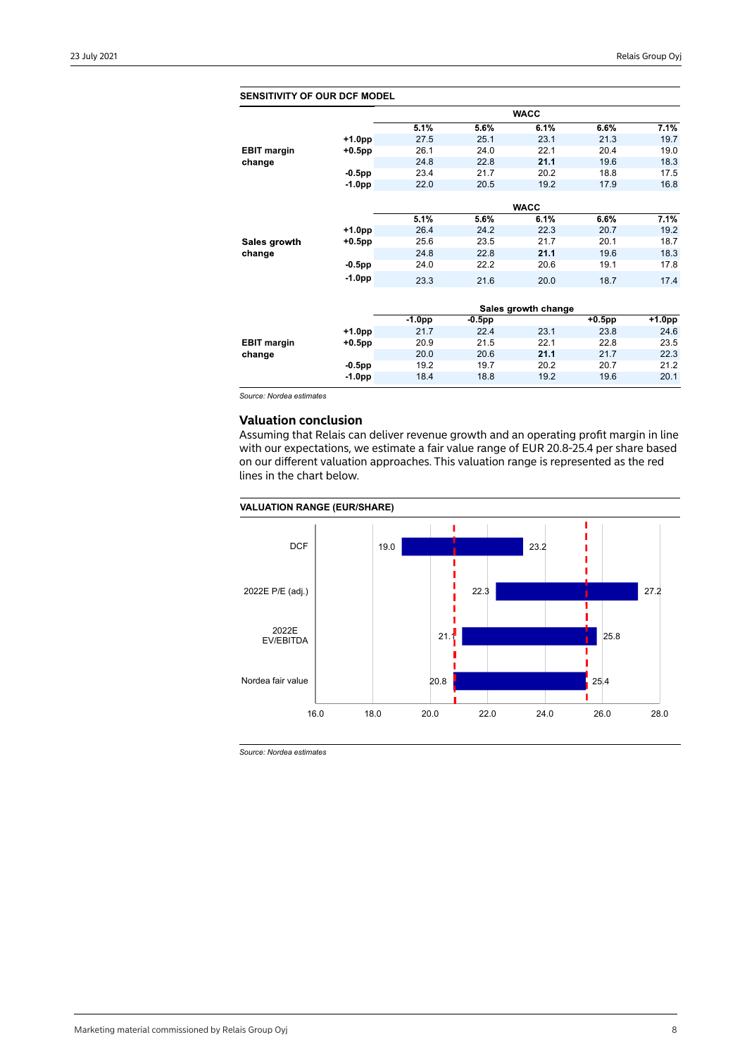**SENSITIVITY OF OUR DCF MODEL**

| | | WACC | | | | |
|---|---|---|---|---|---|---|
| | | **5.1%** | **5.6%** | **6.1%** | **6.6%** | **7.1%** |
| **EBIT margin change** | **+1.0pp** | 27.5 | 25.1 | 23.1 | 21.3 | 19.7 |
| | **+0.5pp** | 26.1 | 24.0 | 22.1 | 20.4 | 19.0 |
| | | 24.8 | 22.8 | **21.1** | 19.6 | 18.3 |
| | **-0.5pp** | 23.4 | 21.7 | 20.2 | 18.8 | 17.5 |
| | **-1.0pp** | 22.0 | 20.5 | 19.2 | 17.9 | 16.8 |

| | | WACC | | | | |
|---|---|---|---|---|---|---|
| | | **5.1%** | **5.6%** | **6.1%** | **6.6%** | **7.1%** |
| **Sales growth change** | **+1.0pp** | 26.4 | 24.2 | 22.3 | 20.7 | 19.2 |
| | **+0.5pp** | 25.6 | 23.5 | 21.7 | 20.1 | 18.7 |
| | | 24.8 | 22.8 | **21.1** | 19.6 | 18.3 |
| | **-0.5pp** | 24.0 | 22.2 | 20.6 | 19.1 | 17.8 |
| | **-1.0pp** | 23.3 | 21.6 | 20.0 | 18.7 | 17.4 |

| | | Sales growth change | | | | |
|---|---|---|---|---|---|---|
| | | **-1.0pp** | **-0.5pp** | | **+0.5pp** | **+1.0pp** |
| **EBIT margin change** | **+1.0pp** | 21.7 | 22.4 | 23.1 | 23.8 | 24.6 |
| | **+0.5pp** | 20.9 | 21.5 | 22.1 | 22.8 | 23.5 |
| | | 20.0 | 20.6 | **21.1** | 21.7 | 22.3 |
| | **-0.5pp** | 19.2 | 19.7 | 20.2 | 20.7 | 21.2 |
| | **-1.0pp** | 18.4 | 18.8 | 19.2 | 19.6 | 20.1 |

*Source: Nordea estimates*

## Valuation conclusion

Assuming that Relais can deliver revenue growth and an operating profit margin in line with our expectations, we estimate a fair value range of EUR 20.8-25.4 per share based on our different valuation approaches. This valuation range is represented as the red lines in the chart below.

**VALUATION RANGE (EUR/SHARE)**

| | Low | High |
|---|---|---|
| DCF | 19.0 | 23.2 |
| 2022E P/E (adj.) | 22.3 | 27.2 |
| 2022E EV/EBITDA | 21.1 | 25.8 |
| Nordea fair value | 20.8 | 25.4 |

*Source: Nordea estimates*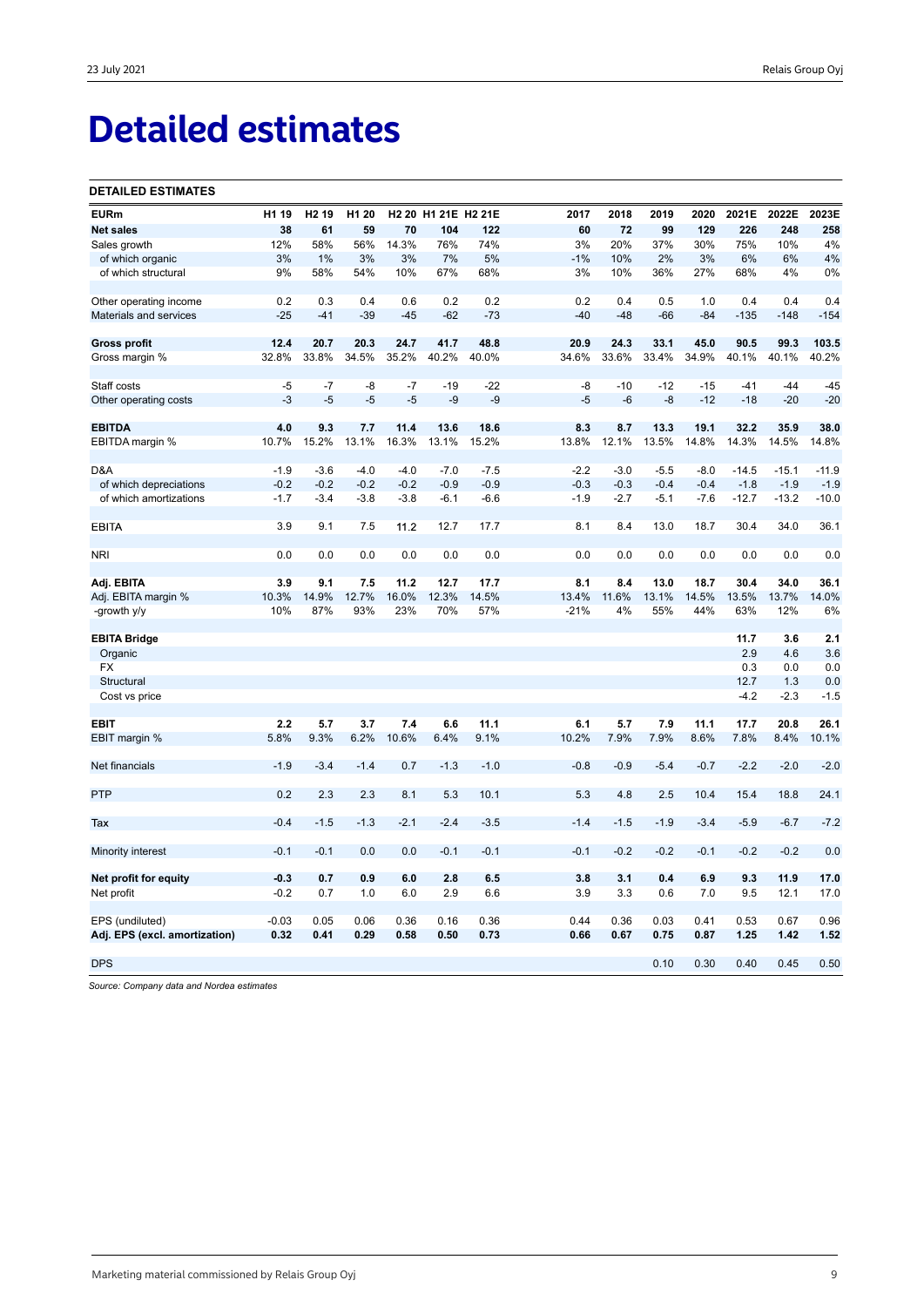# Detailed estimates

**DETAILED ESTIMATES**

| EURm | H1 19 | H2 19 | H1 20 | H2 20 | H1 21E | H2 21E | 2017 | 2018 | 2019 | 2020 | 2021E | 2022E | 2023E |
|---|---|---|---|---|---|---|---|---|---|---|---|---|---|
| **Net sales** | **38** | **61** | **59** | **70** | **104** | **122** | **60** | **72** | **99** | **129** | **226** | **248** | **258** |
| Sales growth | 12% | 58% | 56% | 14.3% | 76% | 74% | 3% | 20% | 37% | 30% | 75% | 10% | 4% |
| of which organic | 3% | 1% | 3% | 3% | 7% | 5% | -1% | 10% | 2% | 3% | 6% | 6% | 4% |
| of which structural | 9% | 58% | 54% | 10% | 67% | 68% | 3% | 10% | 36% | 27% | 68% | 4% | 0% |
| | | | | | | | | | | | | | |
| Other operating income | 0.2 | 0.3 | 0.4 | 0.6 | 0.2 | 0.2 | 0.2 | 0.4 | 0.5 | 1.0 | 0.4 | 0.4 | 0.4 |
| Materials and services | -25 | -41 | -39 | -45 | -62 | -73 | -40 | -48 | -66 | -84 | -135 | -148 | -154 |
| | | | | | | | | | | | | | |
| **Gross profit** | **12.4** | **20.7** | **20.3** | **24.7** | **41.7** | **48.8** | **20.9** | **24.3** | **33.1** | **45.0** | **90.5** | **99.3** | **103.5** |
| Gross margin % | 32.8% | 33.8% | 34.5% | 35.2% | 40.2% | 40.0% | 34.6% | 33.6% | 33.4% | 34.9% | 40.1% | 40.1% | 40.2% |
| | | | | | | | | | | | | | |
| Staff costs | -5 | -7 | -8 | -7 | -19 | -22 | -8 | -10 | -12 | -15 | -41 | -44 | -45 |
| Other operating costs | -3 | -5 | -5 | -5 | -9 | -9 | -5 | -6 | -8 | -12 | -18 | -20 | -20 |
| | | | | | | | | | | | | | |
| **EBITDA** | **4.0** | **9.3** | **7.7** | **11.4** | **13.6** | **18.6** | **8.3** | **8.7** | **13.3** | **19.1** | **32.2** | **35.9** | **38.0** |
| EBITDA margin % | 10.7% | 15.2% | 13.1% | 16.3% | 13.1% | 15.2% | 13.8% | 12.1% | 13.5% | 14.8% | 14.3% | 14.5% | 14.8% |
| | | | | | | | | | | | | | |
| D&A | -1.9 | -3.6 | -4.0 | -4.0 | -7.0 | -7.5 | -2.2 | -3.0 | -5.5 | -8.0 | -14.5 | -15.1 | -11.9 |
| of which depreciations | -0.2 | -0.2 | -0.2 | -0.2 | -0.9 | -0.9 | -0.3 | -0.3 | -0.4 | -0.4 | -1.8 | -1.9 | -1.9 |
| of which amortizations | -1.7 | -3.4 | -3.8 | -3.8 | -6.1 | -6.6 | -1.9 | -2.7 | -5.1 | -7.6 | -12.7 | -13.2 | -10.0 |
| | | | | | | | | | | | | | |
| EBITA | 3.9 | 9.1 | 7.5 | 11.2 | 12.7 | 17.7 | 8.1 | 8.4 | 13.0 | 18.7 | 30.4 | 34.0 | 36.1 |
| | | | | | | | | | | | | | |
| NRI | 0.0 | 0.0 | 0.0 | 0.0 | 0.0 | 0.0 | 0.0 | 0.0 | 0.0 | 0.0 | 0.0 | 0.0 | 0.0 |
| | | | | | | | | | | | | | |
| **Adj. EBITA** | **3.9** | **9.1** | **7.5** | **11.2** | **12.7** | **17.7** | **8.1** | **8.4** | **13.0** | **18.7** | **30.4** | **34.0** | **36.1** |
| Adj. EBITA margin % | 10.3% | 14.9% | 12.7% | 16.0% | 12.3% | 14.5% | 13.4% | 11.6% | 13.1% | 14.5% | 13.5% | 13.7% | 14.0% |
| -growth y/y | 10% | 87% | 93% | 23% | 70% | 57% | -21% | 4% | 55% | 44% | 63% | 12% | 6% |
| | | | | | | | | | | | | | |
| **EBITA Bridge** | | | | | | | | | | | **11.7** | **3.6** | **2.1** |
| Organic | | | | | | | | | | | 2.9 | 4.6 | 3.6 |
| FX | | | | | | | | | | | 0.3 | 0.0 | 0.0 |
| Structural | | | | | | | | | | | 12.7 | 1.3 | 0.0 |
| Cost vs price | | | | | | | | | | | -4.2 | -2.3 | -1.5 |
| | | | | | | | | | | | | | |
| **EBIT** | **2.2** | **5.7** | **3.7** | **7.4** | **6.6** | **11.1** | **6.1** | **5.7** | **7.9** | **11.1** | **17.7** | **20.8** | **26.1** |
| EBIT margin % | 5.8% | 9.3% | 6.2% | 10.6% | 6.4% | 9.1% | 10.2% | 7.9% | 7.9% | 8.6% | 7.8% | 8.4% | 10.1% |
| | | | | | | | | | | | | | |
| Net financials | -1.9 | -3.4 | -1.4 | 0.7 | -1.3 | -1.0 | -0.8 | -0.9 | -5.4 | -0.7 | -2.2 | -2.0 | -2.0 |
| | | | | | | | | | | | | | |
| PTP | 0.2 | 2.3 | 2.3 | 8.1 | 5.3 | 10.1 | 5.3 | 4.8 | 2.5 | 10.4 | 15.4 | 18.8 | 24.1 |
| | | | | | | | | | | | | | |
| Tax | -0.4 | -1.5 | -1.3 | -2.1 | -2.4 | -3.5 | -1.4 | -1.5 | -1.9 | -3.4 | -5.9 | -6.7 | -7.2 |
| | | | | | | | | | | | | | |
| Minority interest | -0.1 | -0.1 | 0.0 | 0.0 | -0.1 | -0.1 | -0.1 | -0.2 | -0.2 | -0.1 | -0.2 | -0.2 | 0.0 |
| | | | | | | | | | | | | | |
| **Net profit for equity** | **-0.3** | **0.7** | **0.9** | **6.0** | **2.8** | **6.5** | **3.8** | **3.1** | **0.4** | **6.9** | **9.3** | **11.9** | **17.0** |
| Net profit | -0.2 | 0.7 | 1.0 | 6.0 | 2.9 | 6.6 | 3.9 | 3.3 | 0.6 | 7.0 | 9.5 | 12.1 | 17.0 |
| | | | | | | | | | | | | | |
| EPS (undiluted) | -0.03 | 0.05 | 0.06 | 0.36 | 0.16 | 0.36 | 0.44 | 0.36 | 0.03 | 0.41 | 0.53 | 0.67 | 0.96 |
| **Adj. EPS (excl. amortization)** | **0.32** | **0.41** | **0.29** | **0.58** | **0.50** | **0.73** | **0.66** | **0.67** | **0.75** | **0.87** | **1.25** | **1.42** | **1.52** |
| | | | | | | | | | | | | | |
| DPS | | | | | | | | | 0.10 | 0.30 | 0.40 | 0.45 | 0.50 |

*Source: Company data and Nordea estimates*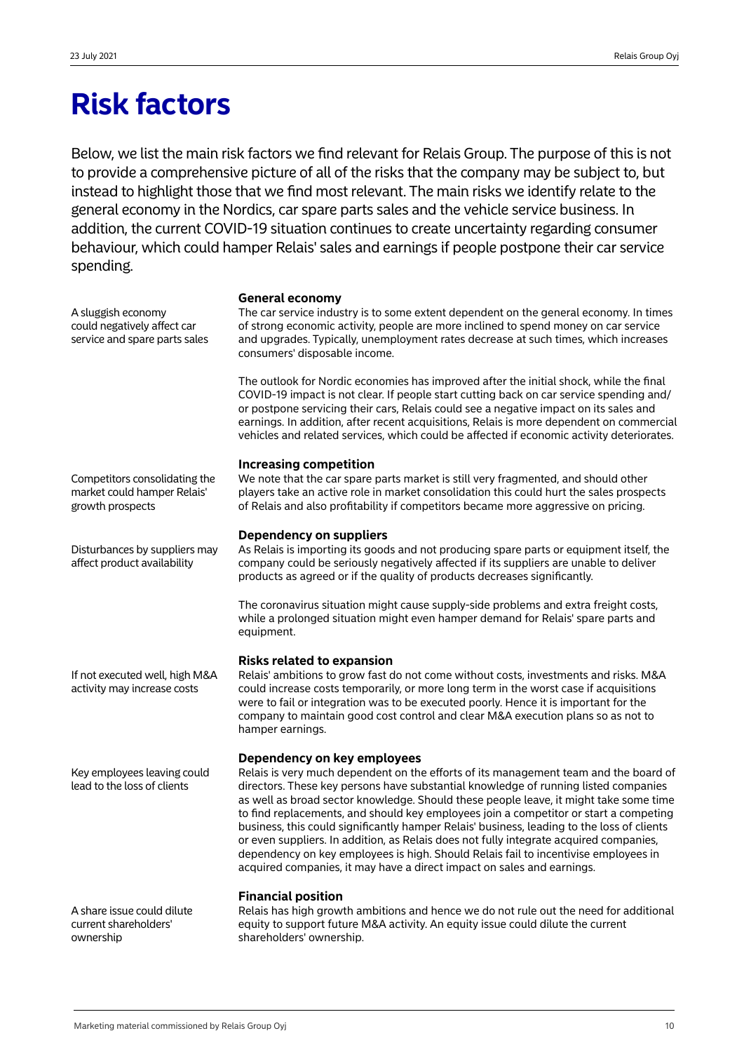# Risk factors

Below, we list the main risk factors we find relevant for Relais Group. The purpose of this is not to provide a comprehensive picture of all of the risks that the company may be subject to, but instead to highlight those that we find most relevant. The main risks we identify relate to the general economy in the Nordics, car spare parts sales and the vehicle service business. In addition, the current COVID-19 situation continues to create uncertainty regarding consumer behaviour, which could hamper Relais' sales and earnings if people postpone their car service spending.

### General economy

*A sluggish economy could negatively affect car service and spare parts sales*

The car service industry is to some extent dependent on the general economy. In times of strong economic activity, people are more inclined to spend money on car service and upgrades. Typically, unemployment rates decrease at such times, which increases consumers' disposable income.

The outlook for Nordic economies has improved after the initial shock, while the final COVID-19 impact is not clear. If people start cutting back on car service spending and/or postpone servicing their cars, Relais could see a negative impact on its sales and earnings. In addition, after recent acquisitions, Relais is more dependent on commercial vehicles and related services, which could be affected if economic activity deteriorates.

### Increasing competition

*Competitors consolidating the market could hamper Relais' growth prospects*

We note that the car spare parts market is still very fragmented, and should other players take an active role in market consolidation this could hurt the sales prospects of Relais and also profitability if competitors became more aggressive on pricing.

### Dependency on suppliers

*Disturbances by suppliers may affect product availability*

As Relais is importing its goods and not producing spare parts or equipment itself, the company could be seriously negatively affected if its suppliers are unable to deliver products as agreed or if the quality of products decreases significantly.

The coronavirus situation might cause supply-side problems and extra freight costs, while a prolonged situation might even hamper demand for Relais' spare parts and equipment.

### Risks related to expansion

*If not executed well, high M&A activity may increase costs*

Relais' ambitions to grow fast do not come without costs, investments and risks. M&A could increase costs temporarily, or more long term in the worst case if acquisitions were to fail or integration was to be executed poorly. Hence it is important for the company to maintain good cost control and clear M&A execution plans so as not to hamper earnings.

### Dependency on key employees

*Key employees leaving could lead to the loss of clients*

Relais is very much dependent on the efforts of its management team and the board of directors. These key persons have substantial knowledge of running listed companies as well as broad sector knowledge. Should these people leave, it might take some time to find replacements, and should key employees join a competitor or start a competing business, this could significantly hamper Relais' business, leading to the loss of clients or even suppliers. In addition, as Relais does not fully integrate acquired companies, dependency on key employees is high. Should Relais fail to incentivise employees in acquired companies, it may have a direct impact on sales and earnings.

### Financial position

*A share issue could dilute current shareholders' ownership*

Relais has high growth ambitions and hence we do not rule out the need for additional equity to support future M&A activity. An equity issue could dilute the current shareholders' ownership.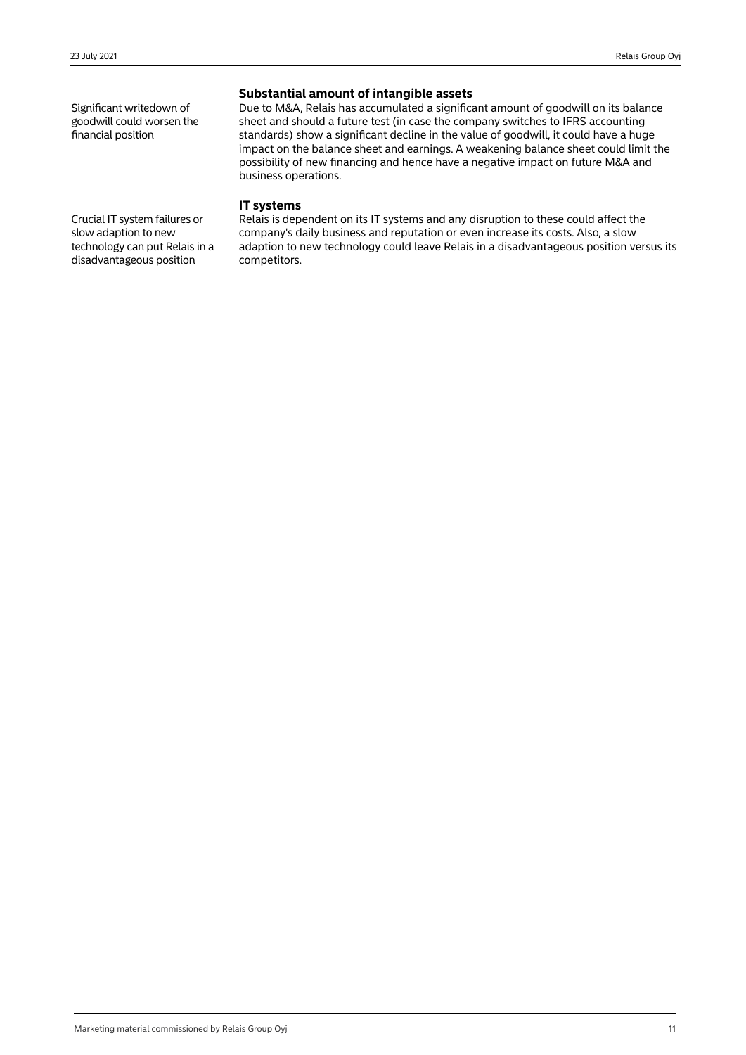## Substantial amount of intangible assets

Significant writedown of goodwill could worsen the financial position

Due to M&A, Relais has accumulated a significant amount of goodwill on its balance sheet and should a future test (in case the company switches to IFRS accounting standards) show a significant decline in the value of goodwill, it could have a huge impact on the balance sheet and earnings. A weakening balance sheet could limit the possibility of new financing and hence have a negative impact on future M&A and business operations.

## IT systems

Crucial IT system failures or slow adaption to new technology can put Relais in a disadvantageous position

Relais is dependent on its IT systems and any disruption to these could affect the company's daily business and reputation or even increase its costs. Also, a slow adaption to new technology could leave Relais in a disadvantageous position versus its competitors.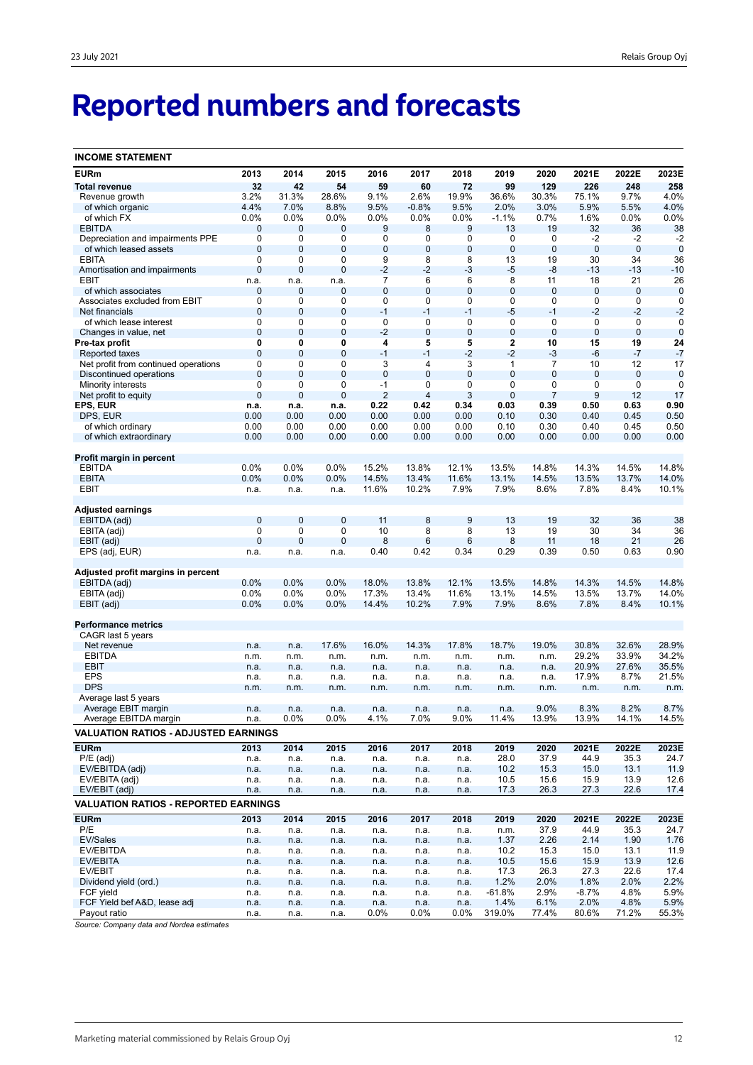# Reported numbers and forecasts

**INCOME STATEMENT**

| EURm | 2013 | 2014 | 2015 | 2016 | 2017 | 2018 | 2019 | 2020 | 2021E | 2022E | 2023E |
|---|---|---|---|---|---|---|---|---|---|---|---|
| **Total revenue** | **32** | **42** | **54** | **59** | **60** | **72** | **99** | **129** | **226** | **248** | **258** |
| Revenue growth | 3.2% | 31.3% | 28.6% | 9.1% | 2.6% | 19.9% | 36.6% | 30.3% | 75.1% | 9.7% | 4.0% |
| of which organic | 4.4% | 7.0% | 8.8% | 9.5% | -0.8% | 9.5% | 2.0% | 3.0% | 5.9% | 5.5% | 4.0% |
| of which FX | 0.0% | 0.0% | 0.0% | 0.0% | 0.0% | 0.0% | -1.1% | 0.7% | 1.6% | 0.0% | 0.0% |
| EBITDA | 0 | 0 | 0 | 9 | 8 | 9 | 13 | 19 | 32 | 36 | 38 |
| Depreciation and impairments PPE | 0 | 0 | 0 | 0 | 0 | 0 | 0 | 0 | -2 | -2 | -2 |
| of which leased assets | 0 | 0 | 0 | 0 | 0 | 0 | 0 | 0 | 0 | 0 | 0 |
| EBITA | 0 | 0 | 0 | 9 | 8 | 8 | 13 | 19 | 30 | 34 | 36 |
| Amortisation and impairments | 0 | 0 | 0 | -2 | -2 | -3 | -5 | -8 | -13 | -13 | -10 |
| EBIT | n.a. | n.a. | n.a. | 7 | 6 | 6 | 8 | 11 | 18 | 21 | 26 |
| of which associates | 0 | 0 | 0 | 0 | 0 | 0 | 0 | 0 | 0 | 0 | 0 |
| Associates excluded from EBIT | 0 | 0 | 0 | 0 | 0 | 0 | 0 | 0 | 0 | 0 | 0 |
| Net financials | 0 | 0 | 0 | -1 | -1 | -1 | -5 | -1 | -2 | -2 | -2 |
| of which lease interest | 0 | 0 | 0 | 0 | 0 | 0 | 0 | 0 | 0 | 0 | 0 |
| Changes in value, net | 0 | 0 | 0 | -2 | 0 | 0 | 0 | 0 | 0 | 0 | 0 |
| **Pre-tax profit** | **0** | **0** | **0** | **4** | **5** | **5** | **2** | **10** | **15** | **19** | **24** |
| Reported taxes | 0 | 0 | 0 | -1 | -1 | -2 | -2 | -3 | -6 | -7 | -7 |
| Net profit from continued operations | 0 | 0 | 0 | 3 | 4 | 3 | 1 | 7 | 10 | 12 | 17 |
| Discontinued operations | 0 | 0 | 0 | 0 | 0 | 0 | 0 | 0 | 0 | 0 | 0 |
| Minority interests | 0 | 0 | 0 | -1 | 0 | 0 | 0 | 0 | 0 | 0 | 0 |
| Net profit to equity | 0 | 0 | 0 | 2 | 4 | 3 | 0 | 7 | 9 | 12 | 17 |
| **EPS, EUR** | **n.a.** | **n.a.** | **n.a.** | **0.22** | **0.42** | **0.34** | **0.03** | **0.39** | **0.50** | **0.63** | **0.90** |
| DPS, EUR | 0.00 | 0.00 | 0.00 | 0.00 | 0.00 | 0.00 | 0.10 | 0.30 | 0.40 | 0.45 | 0.50 |
| of which ordinary | 0.00 | 0.00 | 0.00 | 0.00 | 0.00 | 0.00 | 0.10 | 0.30 | 0.40 | 0.45 | 0.50 |
| of which extraordinary | 0.00 | 0.00 | 0.00 | 0.00 | 0.00 | 0.00 | 0.00 | 0.00 | 0.00 | 0.00 | 0.00 |
| **Profit margin in percent** | | | | | | | | | | | |
| EBITDA | 0.0% | 0.0% | 0.0% | 15.2% | 13.8% | 12.1% | 13.5% | 14.8% | 14.3% | 14.5% | 14.8% |
| EBITA | 0.0% | 0.0% | 0.0% | 14.5% | 13.4% | 11.6% | 13.1% | 14.5% | 13.5% | 13.7% | 14.0% |
| EBIT | n.a. | n.a. | n.a. | 11.6% | 10.2% | 7.9% | 7.9% | 8.6% | 7.8% | 8.4% | 10.1% |
| **Adjusted earnings** | | | | | | | | | | | |
| EBITDA (adj) | 0 | 0 | 0 | 11 | 8 | 9 | 13 | 19 | 32 | 36 | 38 |
| EBITA (adj) | 0 | 0 | 0 | 10 | 8 | 8 | 13 | 19 | 30 | 34 | 36 |
| EBIT (adj) | 0 | 0 | 0 | 8 | 6 | 6 | 8 | 11 | 18 | 21 | 26 |
| EPS (adj, EUR) | n.a. | n.a. | n.a. | 0.40 | 0.42 | 0.34 | 0.29 | 0.39 | 0.50 | 0.63 | 0.90 |
| **Adjusted profit margins in percent** | | | | | | | | | | | |
| EBITDA (adj) | 0.0% | 0.0% | 0.0% | 18.0% | 13.8% | 12.1% | 13.5% | 14.8% | 14.3% | 14.5% | 14.8% |
| EBITA (adj) | 0.0% | 0.0% | 0.0% | 17.3% | 13.4% | 11.6% | 13.1% | 14.5% | 13.5% | 13.7% | 14.0% |
| EBIT (adj) | 0.0% | 0.0% | 0.0% | 14.4% | 10.2% | 7.9% | 7.9% | 8.6% | 7.8% | 8.4% | 10.1% |
| **Performance metrics** | | | | | | | | | | | |
| CAGR last 5 years | | | | | | | | | | | |
| Net revenue | n.a. | n.a. | 17.6% | 16.0% | 14.3% | 17.8% | 18.7% | 19.0% | 30.8% | 32.6% | 28.9% |
| EBITDA | n.m. | n.m. | n.m. | n.m. | n.m. | n.m. | n.m. | n.m. | 29.2% | 33.9% | 34.2% |
| EBIT | n.a. | n.a. | n.a. | n.a. | n.a. | n.a. | n.a. | n.a. | 20.9% | 27.6% | 35.5% |
| EPS | n.a. | n.a. | n.a. | n.a. | n.a. | n.a. | n.a. | n.a. | 17.9% | 8.7% | 21.5% |
| DPS | n.m. | n.m. | n.m. | n.m. | n.m. | n.m. | n.m. | n.m. | n.m. | n.m. | n.m. |
| Average last 5 years | | | | | | | | | | | |
| Average EBIT margin | n.a. | n.a. | n.a. | n.a. | n.a. | n.a. | n.a. | 9.0% | 8.3% | 8.2% | 8.7% |
| Average EBITDA margin | n.a. | 0.0% | 0.0% | 4.1% | 7.0% | 9.0% | 11.4% | 13.9% | 13.9% | 14.1% | 14.5% |

**VALUATION RATIOS - ADJUSTED EARNINGS**

| EURm | 2013 | 2014 | 2015 | 2016 | 2017 | 2018 | 2019 | 2020 | 2021E | 2022E | 2023E |
|---|---|---|---|---|---|---|---|---|---|---|---|
| P/E (adj) | n.a. | n.a. | n.a. | n.a. | n.a. | n.a. | 28.0 | 37.9 | 44.9 | 35.3 | 24.7 |
| EV/EBITDA (adj) | n.a. | n.a. | n.a. | n.a. | n.a. | n.a. | 10.2 | 15.3 | 15.0 | 13.1 | 11.9 |
| EV/EBITA (adj) | n.a. | n.a. | n.a. | n.a. | n.a. | n.a. | 10.5 | 15.6 | 15.9 | 13.9 | 12.6 |
| EV/EBIT (adj) | n.a. | n.a. | n.a. | n.a. | n.a. | n.a. | 17.3 | 26.3 | 27.3 | 22.6 | 17.4 |

**VALUATION RATIOS - REPORTED EARNINGS**

| EURm | 2013 | 2014 | 2015 | 2016 | 2017 | 2018 | 2019 | 2020 | 2021E | 2022E | 2023E |
|---|---|---|---|---|---|---|---|---|---|---|---|
| P/E | n.a. | n.a. | n.a. | n.a. | n.a. | n.a. | n.m. | 37.9 | 44.9 | 35.3 | 24.7 |
| EV/Sales | n.a. | n.a. | n.a. | n.a. | n.a. | n.a. | 1.37 | 2.26 | 2.14 | 1.90 | 1.76 |
| EV/EBITDA | n.a. | n.a. | n.a. | n.a. | n.a. | n.a. | 10.2 | 15.3 | 15.0 | 13.1 | 11.9 |
| EV/EBITA | n.a. | n.a. | n.a. | n.a. | n.a. | n.a. | 10.5 | 15.6 | 15.9 | 13.9 | 12.6 |
| EV/EBIT | n.a. | n.a. | n.a. | n.a. | n.a. | n.a. | 17.3 | 26.3 | 27.3 | 22.6 | 17.4 |
| Dividend yield (ord.) | n.a. | n.a. | n.a. | n.a. | n.a. | n.a. | 1.2% | 2.0% | 1.8% | 2.0% | 2.2% |
| FCF yield | n.a. | n.a. | n.a. | n.a. | n.a. | n.a. | -61.8% | 2.9% | -8.7% | 4.8% | 5.9% |
| FCF Yield bef A&D, lease adj | n.a. | n.a. | n.a. | n.a. | n.a. | n.a. | 1.4% | 6.1% | 2.0% | 4.8% | 5.9% |
| Payout ratio | n.a. | n.a. | n.a. | 0.0% | 0.0% | 0.0% | 319.0% | 77.4% | 80.6% | 71.2% | 55.3% |

*Source: Company data and Nordea estimates*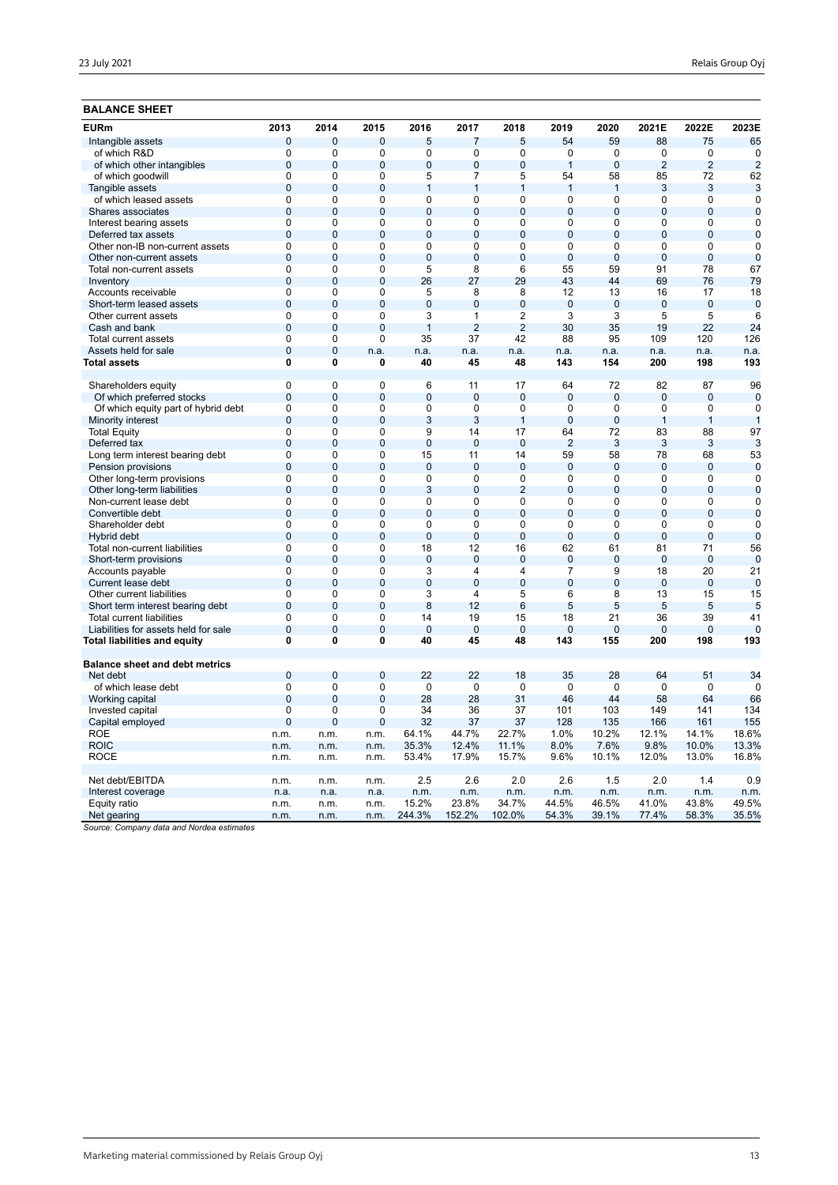## BALANCE SHEET

| EURm | 2013 | 2014 | 2015 | 2016 | 2017 | 2018 | 2019 | 2020 | 2021E | 2022E | 2023E |
|---|---|---|---|---|---|---|---|---|---|---|---|
| Intangible assets | 0 | 0 | 0 | 5 | 7 | 5 | 54 | 59 | 88 | 75 | 65 |
| of which R&D | 0 | 0 | 0 | 0 | 0 | 0 | 0 | 0 | 0 | 0 | 0 |
| of which other intangibles | 0 | 0 | 0 | 0 | 0 | 0 | 1 | 0 | 2 | 2 | 2 |
| of which goodwill | 0 | 0 | 0 | 5 | 7 | 5 | 54 | 58 | 85 | 72 | 62 |
| Tangible assets | 0 | 0 | 0 | 1 | 1 | 1 | 1 | 1 | 3 | 3 | 3 |
| of which leased assets | 0 | 0 | 0 | 0 | 0 | 0 | 0 | 0 | 0 | 0 | 0 |
| Shares associates | 0 | 0 | 0 | 0 | 0 | 0 | 0 | 0 | 0 | 0 | 0 |
| Interest bearing assets | 0 | 0 | 0 | 0 | 0 | 0 | 0 | 0 | 0 | 0 | 0 |
| Deferred tax assets | 0 | 0 | 0 | 0 | 0 | 0 | 0 | 0 | 0 | 0 | 0 |
| Other non-IB non-current assets | 0 | 0 | 0 | 0 | 0 | 0 | 0 | 0 | 0 | 0 | 0 |
| Other non-current assets | 0 | 0 | 0 | 0 | 0 | 0 | 0 | 0 | 0 | 0 | 0 |
| Total non-current assets | 0 | 0 | 0 | 5 | 8 | 6 | 55 | 59 | 91 | 78 | 67 |
| Inventory | 0 | 0 | 0 | 26 | 27 | 29 | 43 | 44 | 69 | 76 | 79 |
| Accounts receivable | 0 | 0 | 0 | 5 | 8 | 8 | 12 | 13 | 16 | 17 | 18 |
| Short-term leased assets | 0 | 0 | 0 | 0 | 0 | 0 | 0 | 0 | 0 | 0 | 0 |
| Other current assets | 0 | 0 | 0 | 3 | 1 | 2 | 3 | 3 | 5 | 5 | 6 |
| Cash and bank | 0 | 0 | 0 | 1 | 2 | 2 | 30 | 35 | 19 | 22 | 24 |
| Total current assets | 0 | 0 | 0 | 35 | 37 | 42 | 88 | 95 | 109 | 120 | 126 |
| Assets held for sale | 0 | 0 | n.a. | n.a. | n.a. | n.a. | n.a. | n.a. | n.a. | n.a. | n.a. |
| **Total assets** | **0** | **0** | **0** | **40** | **45** | **48** | **143** | **154** | **200** | **198** | **193** |
| | | | | | | | | | | | |
| Shareholders equity | 0 | 0 | 0 | 6 | 11 | 17 | 64 | 72 | 82 | 87 | 96 |
| Of which preferred stocks | 0 | 0 | 0 | 0 | 0 | 0 | 0 | 0 | 0 | 0 | 0 |
| Of which equity part of hybrid debt | 0 | 0 | 0 | 0 | 0 | 0 | 0 | 0 | 0 | 0 | 0 |
| Minority interest | 0 | 0 | 0 | 3 | 3 | 1 | 0 | 0 | 1 | 1 | 1 |
| Total Equity | 0 | 0 | 0 | 9 | 14 | 17 | 64 | 72 | 83 | 88 | 97 |
| Deferred tax | 0 | 0 | 0 | 0 | 0 | 0 | 2 | 3 | 3 | 3 | 3 |
| Long term interest bearing debt | 0 | 0 | 0 | 15 | 11 | 14 | 59 | 58 | 78 | 68 | 53 |
| Pension provisions | 0 | 0 | 0 | 0 | 0 | 0 | 0 | 0 | 0 | 0 | 0 |
| Other long-term provisions | 0 | 0 | 0 | 0 | 0 | 0 | 0 | 0 | 0 | 0 | 0 |
| Other long-term liabilities | 0 | 0 | 0 | 3 | 0 | 2 | 0 | 0 | 0 | 0 | 0 |
| Non-current lease debt | 0 | 0 | 0 | 0 | 0 | 0 | 0 | 0 | 0 | 0 | 0 |
| Convertible debt | 0 | 0 | 0 | 0 | 0 | 0 | 0 | 0 | 0 | 0 | 0 |
| Shareholder debt | 0 | 0 | 0 | 0 | 0 | 0 | 0 | 0 | 0 | 0 | 0 |
| Hybrid debt | 0 | 0 | 0 | 0 | 0 | 0 | 0 | 0 | 0 | 0 | 0 |
| Total non-current liabilities | 0 | 0 | 0 | 18 | 12 | 16 | 62 | 61 | 81 | 71 | 56 |
| Short-term provisions | 0 | 0 | 0 | 0 | 0 | 0 | 0 | 0 | 0 | 0 | 0 |
| Accounts payable | 0 | 0 | 0 | 3 | 4 | 4 | 7 | 9 | 18 | 20 | 21 |
| Current lease debt | 0 | 0 | 0 | 0 | 0 | 0 | 0 | 0 | 0 | 0 | 0 |
| Other current liabilities | 0 | 0 | 0 | 3 | 4 | 5 | 6 | 8 | 13 | 15 | 15 |
| Short term interest bearing debt | 0 | 0 | 0 | 8 | 12 | 6 | 5 | 5 | 5 | 5 | 5 |
| Total current liabilities | 0 | 0 | 0 | 14 | 19 | 15 | 18 | 21 | 36 | 39 | 41 |
| Liabilities for assets held for sale | 0 | 0 | 0 | 0 | 0 | 0 | 0 | 0 | 0 | 0 | 0 |
| **Total liabilities and equity** | **0** | **0** | **0** | **40** | **45** | **48** | **143** | **155** | **200** | **198** | **193** |
| | | | | | | | | | | | |
| **Balance sheet and debt metrics** | | | | | | | | | | | |
| Net debt | 0 | 0 | 0 | 22 | 22 | 18 | 35 | 28 | 64 | 51 | 34 |
| of which lease debt | 0 | 0 | 0 | 0 | 0 | 0 | 0 | 0 | 0 | 0 | 0 |
| Working capital | 0 | 0 | 0 | 28 | 28 | 31 | 46 | 44 | 58 | 64 | 66 |
| Invested capital | 0 | 0 | 0 | 34 | 36 | 37 | 101 | 103 | 149 | 141 | 134 |
| Capital employed | 0 | 0 | 0 | 32 | 37 | 37 | 128 | 135 | 166 | 161 | 155 |
| ROE | n.m. | n.m. | n.m. | 64.1% | 44.7% | 22.7% | 1.0% | 10.2% | 12.1% | 14.1% | 18.6% |
| ROIC | n.m. | n.m. | n.m. | 35.3% | 12.4% | 11.1% | 8.0% | 7.6% | 9.8% | 10.0% | 13.3% |
| ROCE | n.m. | n.m. | n.m. | 53.4% | 17.9% | 15.7% | 9.6% | 10.1% | 12.0% | 13.0% | 16.8% |
| | | | | | | | | | | | |
| Net debt/EBITDA | n.m. | n.m. | n.m. | 2.5 | 2.6 | 2.0 | 2.6 | 1.5 | 2.0 | 1.4 | 0.9 |
| Interest coverage | n.a. | n.a. | n.a. | n.m. | n.m. | n.m. | n.m. | n.m. | n.m. | n.m. | n.m. |
| Equity ratio | n.m. | n.m. | n.m. | 15.2% | 23.8% | 34.7% | 44.5% | 46.5% | 41.0% | 43.8% | 49.5% |
| Net gearing | n.m. | n.m. | n.m. | 244.3% | 152.2% | 102.0% | 54.3% | 39.1% | 77.4% | 58.3% | 35.5% |

*Source: Company data and Nordea estimates*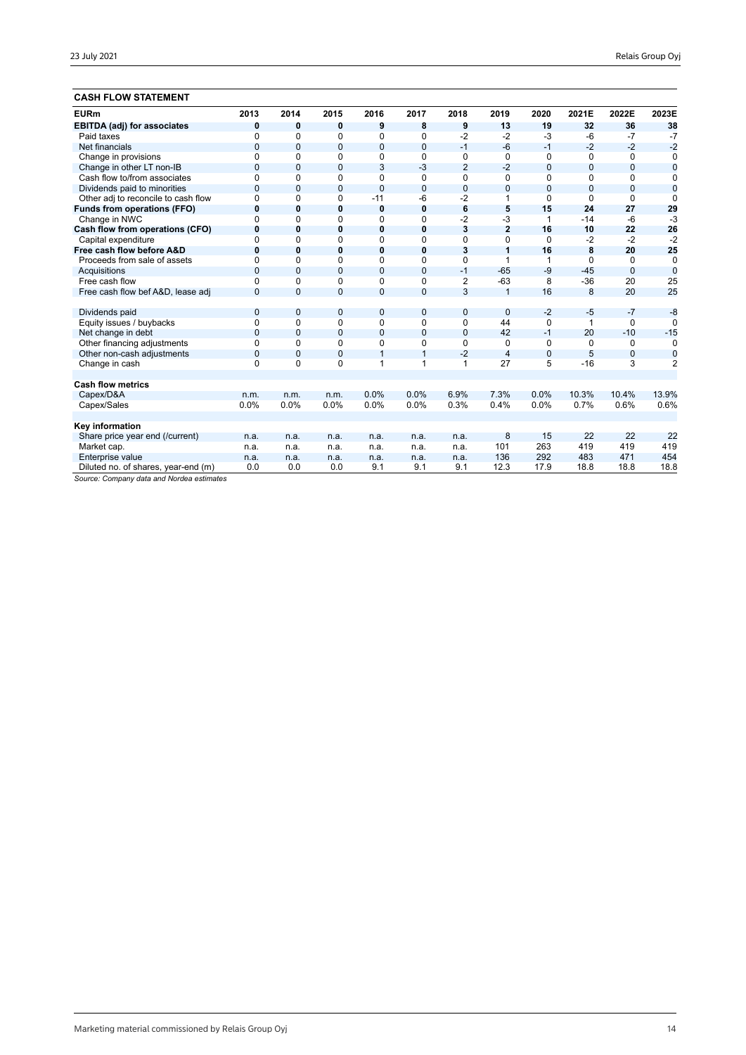## CASH FLOW STATEMENT

| EURm | 2013 | 2014 | 2015 | 2016 | 2017 | 2018 | 2019 | 2020 | 2021E | 2022E | 2023E |
|---|---|---|---|---|---|---|---|---|---|---|---|
| **EBITDA (adj) for associates** | **0** | **0** | **0** | **9** | **8** | **9** | **13** | **19** | **32** | **36** | **38** |
| Paid taxes | 0 | 0 | 0 | 0 | 0 | -2 | -2 | -3 | -6 | -7 | -7 |
| Net financials | 0 | 0 | 0 | 0 | 0 | -1 | -6 | -1 | -2 | -2 | -2 |
| Change in provisions | 0 | 0 | 0 | 0 | 0 | 0 | 0 | 0 | 0 | 0 | 0 |
| Change in other LT non-IB | 0 | 0 | 0 | 3 | -3 | 2 | -2 | 0 | 0 | 0 | 0 |
| Cash flow to/from associates | 0 | 0 | 0 | 0 | 0 | 0 | 0 | 0 | 0 | 0 | 0 |
| Dividends paid to minorities | 0 | 0 | 0 | 0 | 0 | 0 | 0 | 0 | 0 | 0 | 0 |
| Other adj to reconcile to cash flow | 0 | 0 | 0 | -11 | -6 | -2 | 1 | 0 | 0 | 0 | 0 |
| **Funds from operations (FFO)** | **0** | **0** | **0** | **0** | **0** | **6** | **5** | **15** | **24** | **27** | **29** |
| Change in NWC | 0 | 0 | 0 | 0 | 0 | -2 | -3 | 1 | -14 | -6 | -3 |
| **Cash flow from operations (CFO)** | **0** | **0** | **0** | **0** | **0** | **3** | **2** | **16** | **10** | **22** | **26** |
| Capital expenditure | 0 | 0 | 0 | 0 | 0 | 0 | 0 | 0 | -2 | -2 | -2 |
| **Free cash flow before A&D** | **0** | **0** | **0** | **0** | **0** | **3** | **1** | **16** | **8** | **20** | **25** |
| Proceeds from sale of assets | 0 | 0 | 0 | 0 | 0 | 0 | 1 | 1 | 0 | 0 | 0 |
| Acquisitions | 0 | 0 | 0 | 0 | 0 | -1 | -65 | -9 | -45 | 0 | 0 |
| Free cash flow | 0 | 0 | 0 | 0 | 0 | 2 | -63 | 8 | -36 | 20 | 25 |
| Free cash flow bef A&D, lease adj | 0 | 0 | 0 | 0 | 0 | 3 | 1 | 16 | 8 | 20 | 25 |
| | | | | | | | | | | | |
| Dividends paid | 0 | 0 | 0 | 0 | 0 | 0 | 0 | -2 | -5 | -7 | -8 |
| Equity issues / buybacks | 0 | 0 | 0 | 0 | 0 | 0 | 44 | 0 | 1 | 0 | 0 |
| Net change in debt | 0 | 0 | 0 | 0 | 0 | 0 | 42 | -1 | 20 | -10 | -15 |
| Other financing adjustments | 0 | 0 | 0 | 0 | 0 | 0 | 0 | 0 | 0 | 0 | 0 |
| Other non-cash adjustments | 0 | 0 | 0 | 1 | 1 | -2 | 4 | 0 | 5 | 0 | 0 |
| Change in cash | 0 | 0 | 0 | 1 | 1 | 1 | 27 | 5 | -16 | 3 | 2 |
| | | | | | | | | | | | |
| **Cash flow metrics** | | | | | | | | | | | |
| Capex/D&A | n.m. | n.m. | n.m. | 0.0% | 0.0% | 6.9% | 7.3% | 0.0% | 10.3% | 10.4% | 13.9% |
| Capex/Sales | 0.0% | 0.0% | 0.0% | 0.0% | 0.0% | 0.3% | 0.4% | 0.0% | 0.7% | 0.6% | 0.6% |
| | | | | | | | | | | | |
| **Key information** | | | | | | | | | | | |
| Share price year end (/current) | n.a. | n.a. | n.a. | n.a. | n.a. | n.a. | 8 | 15 | 22 | 22 | 22 |
| Market cap. | n.a. | n.a. | n.a. | n.a. | n.a. | n.a. | 101 | 263 | 419 | 419 | 419 |
| Enterprise value | n.a. | n.a. | n.a. | n.a. | n.a. | n.a. | 136 | 292 | 483 | 471 | 454 |
| Diluted no. of shares, year-end (m) | 0.0 | 0.0 | 0.0 | 9.1 | 9.1 | 9.1 | 12.3 | 17.9 | 18.8 | 18.8 | 18.8 |

*Source: Company data and Nordea estimates*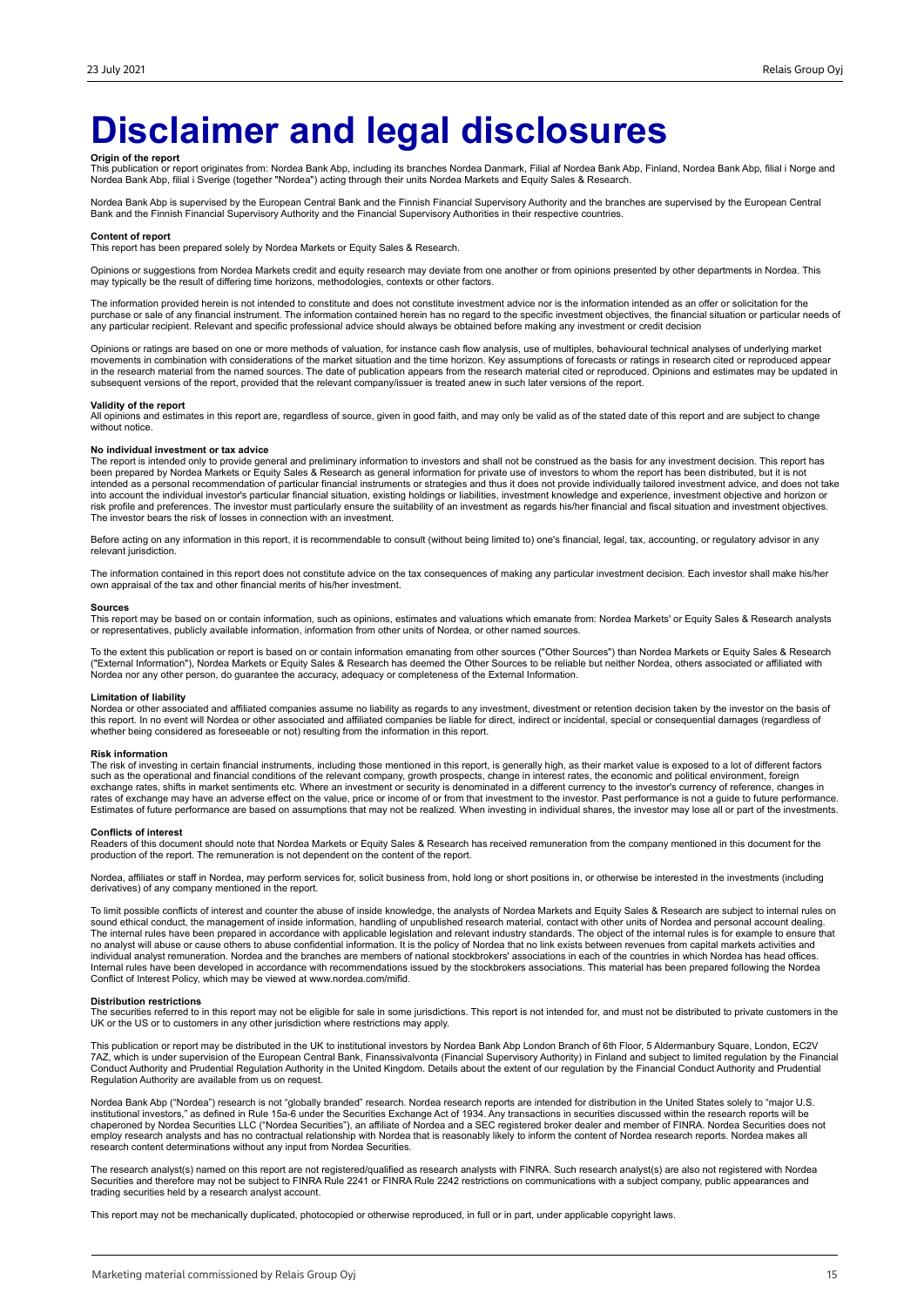# Disclaimer and legal disclosures

**Origin of the report**
This publication or report originates from: Nordea Bank Abp, including its branches Nordea Danmark, Filial af Nordea Bank Abp, Finland, Nordea Bank Abp, filial i Norge and Nordea Bank Abp, filial i Sverige (together "Nordea") acting through their units Nordea Markets and Equity Sales & Research.

Nordea Bank Abp is supervised by the European Central Bank and the Finnish Financial Supervisory Authority and the branches are supervised by the European Central Bank and the Finnish Financial Supervisory Authority and the Financial Supervisory Authorities in their respective countries.

**Content of report**
This report has been prepared solely by Nordea Markets or Equity Sales & Research.

Opinions or suggestions from Nordea Markets credit and equity research may deviate from one another or from opinions presented by other departments in Nordea. This may typically be the result of differing time horizons, methodologies, contexts or other factors.

The information provided herein is not intended to constitute and does not constitute investment advice nor is the information intended as an offer or solicitation for the purchase or sale of any financial instrument. The information contained herein has no regard to the specific investment objectives, the financial situation or particular needs of any particular recipient. Relevant and specific professional advice should always be obtained before making any investment or credit decision

Opinions or ratings are based on one or more methods of valuation, for instance cash flow analysis, use of multiples, behavioural technical analyses of underlying market movements in combination with considerations of the market situation and the time horizon. Key assumptions of forecasts or ratings in research cited or reproduced appear in the research material from the named sources. The date of publication appears from the research material cited or reproduced. Opinions and estimates may be updated in subsequent versions of the report, provided that the relevant company/issuer is treated anew in such later versions of the report.

**Validity of the report**
All opinions and estimates in this report are, regardless of source, given in good faith, and may only be valid as of the stated date of this report and are subject to change without notice.

**No individual investment or tax advice**
The report is intended only to provide general and preliminary information to investors and shall not be construed as the basis for any investment decision. This report has been prepared by Nordea Markets or Equity Sales & Research as general information for private use of investors to whom the report has been distributed, but it is not intended as a personal recommendation of particular financial instruments or strategies and thus it does not provide individually tailored investment advice, and does not take into account the individual investor's particular financial situation, existing holdings or liabilities, investment knowledge and experience, investment objective and horizon or risk profile and preferences. The investor must particularly ensure the suitability of an investment as regards his/her financial and fiscal situation and investment objectives. The investor bears the risk of losses in connection with an investment.

Before acting on any information in this report, it is recommendable to consult (without being limited to) one's financial, legal, tax, accounting, or regulatory advisor in any relevant jurisdiction.

The information contained in this report does not constitute advice on the tax consequences of making any particular investment decision. Each investor shall make his/her own appraisal of the tax and other financial merits of his/her investment.

**Sources**
This report may be based on or contain information, such as opinions, estimates and valuations which emanate from: Nordea Markets' or Equity Sales & Research analysts or representatives, publicly available information, information from other units of Nordea, or other named sources.

To the extent this publication or report is based on or contain information emanating from other sources ("Other Sources") than Nordea Markets or Equity Sales & Research ("External Information"), Nordea Markets or Equity Sales & Research has deemed the Other Sources to be reliable but neither Nordea, others associated or affiliated with Nordea nor any other person, do guarantee the accuracy, adequacy or completeness of the External Information.

**Limitation of liability**
Nordea or other associated and affiliated companies assume no liability as regards to any investment, divestment or retention decision taken by the investor on the basis of this report. In no event will Nordea or other associated and affiliated companies be liable for direct, indirect or incidental, special or consequential damages (regardless of whether being considered as foreseeable or not) resulting from the information in this report.

**Risk information**
The risk of investing in certain financial instruments, including those mentioned in this report, is generally high, as their market value is exposed to a lot of different factors such as the operational and financial conditions of the relevant company, growth prospects, change in interest rates, the economic and political environment, foreign exchange rates, shifts in market sentiments etc. Where an investment or security is denominated in a different currency to the investor's currency of reference, changes in rates of exchange may have an adverse effect on the value, price or income of or from that investment to the investor. Past performance is not a guide to future performance. Estimates of future performance are based on assumptions that may not be realized. When investing in individual shares, the investor may lose all or part of the investments.

**Conflicts of interest**
Readers of this document should note that Nordea Markets or Equity Sales & Research has received remuneration from the company mentioned in this document for the production of the report. The remuneration is not dependent on the content of the report.

Nordea, affiliates or staff in Nordea, may perform services for, solicit business from, hold long or short positions in, or otherwise be interested in the investments (including derivatives) of any company mentioned in the report.

To limit possible conflicts of interest and counter the abuse of inside knowledge, the analysts of Nordea Markets and Equity Sales & Research are subject to internal rules on sound ethical conduct, the management of inside information, handling of unpublished research material, contact with other units of Nordea and personal account dealing. The internal rules have been prepared in accordance with applicable legislation and relevant industry standards. The object of the internal rules is for example to ensure that no analyst will abuse or cause others to abuse confidential information. It is the policy of Nordea that no link exists between revenues from capital markets activities and individual analyst remuneration. Nordea and the branches are members of national stockbrokers' associations in each of the countries in which Nordea has head offices. Internal rules have been developed in accordance with recommendations issued by the stockbrokers associations. This material has been prepared following the Nordea Conflict of Interest Policy, which may be viewed at www.nordea.com/mifid.

**Distribution restrictions**
The securities referred to in this report may not be eligible for sale in some jurisdictions. This report is not intended for, and must not be distributed to private customers in the UK or the US or to customers in any other jurisdiction where restrictions may apply.

This publication or report may be distributed in the UK to institutional investors by Nordea Bank Abp London Branch of 6th Floor, 5 Aldermanbury Square, London, EC2V 7AZ, which is under supervision of the European Central Bank, Finanssivalvonta (Financial Supervisory Authority) in Finland and subject to limited regulation by the Financial Conduct Authority and Prudential Regulation Authority in the United Kingdom. Details about the extent of our regulation by the Financial Conduct Authority and Prudential Regulation Authority are available from us on request.

Nordea Bank Abp ("Nordea") research is not "globally branded" research. Nordea research reports are intended for distribution in the United States solely to "major U.S. institutional investors," as defined in Rule 15a-6 under the Securities Exchange Act of 1934. Any transactions in securities discussed within the research reports will be chaperoned by Nordea Securities LLC ("Nordea Securities"), an affiliate of Nordea and a SEC registered broker dealer and member of FINRA. Nordea Securities does not employ research analysts and has no contractual relationship with Nordea that is reasonably likely to inform the content of Nordea research reports. Nordea makes all research content determinations without any input from Nordea Securities.

The research analyst(s) named on this report are not registered/qualified as research analysts with FINRA. Such research analyst(s) are also not registered with Nordea Securities and therefore may not be subject to FINRA Rule 2241 or FINRA Rule 2242 restrictions on communications with a subject company, public appearances and trading securities held by a research analyst account.

This report may not be mechanically duplicated, photocopied or otherwise reproduced, in full or in part, under applicable copyright laws.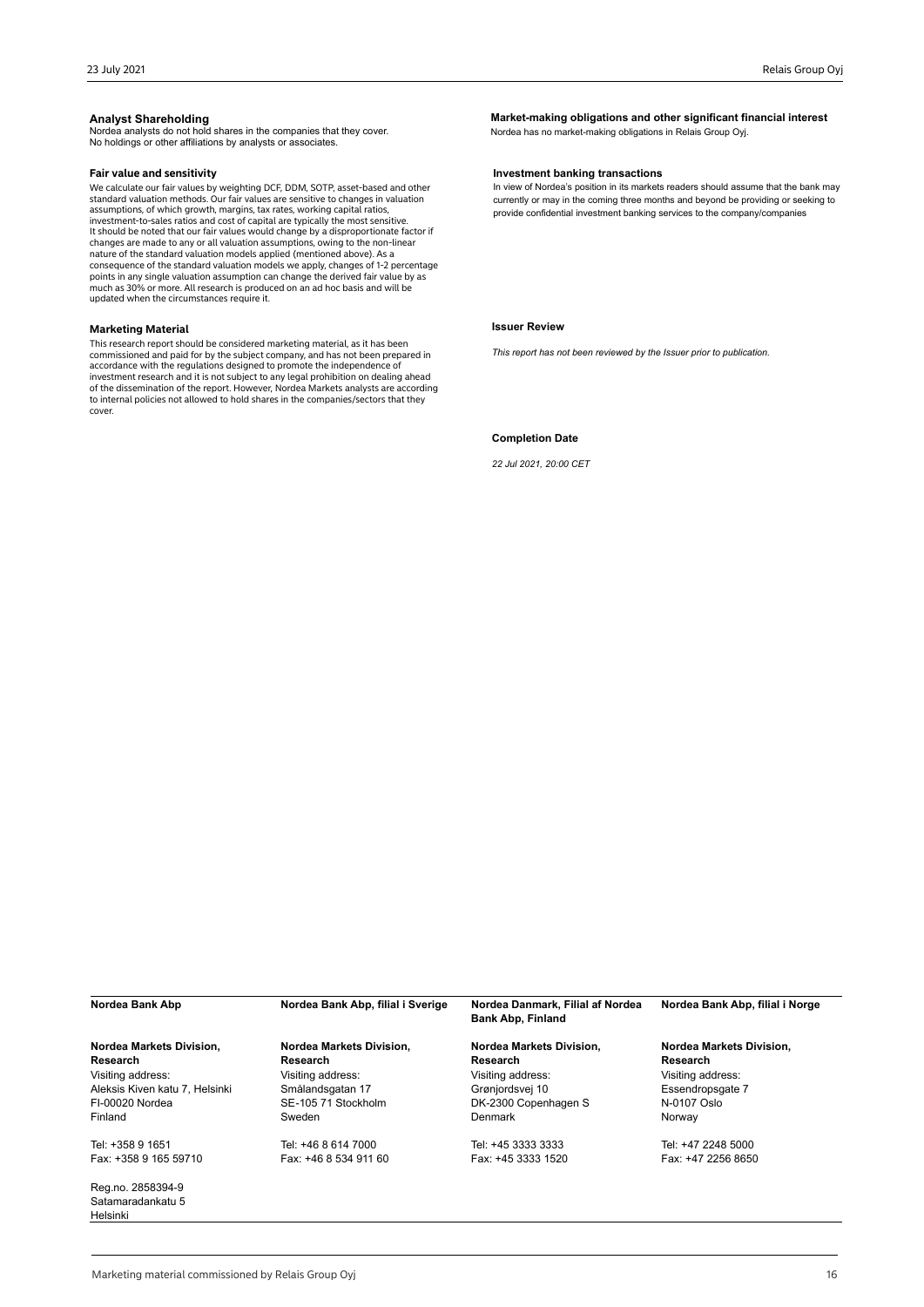### Analyst Shareholding

Nordea analysts do not hold shares in the companies that they cover.
No holdings or other affiliations by analysts or associates.

### Fair value and sensitivity

We calculate our fair values by weighting DCF, DDM, SOTP, asset-based and other standard valuation methods. Our fair values are sensitive to changes in valuation assumptions, of which growth, margins, tax rates, working capital ratios, investment-to-sales ratios and cost of capital are typically the most sensitive. It should be noted that our fair values would change by a disproportionate factor if changes are made to any or all valuation assumptions, owing to the non-linear nature of the standard valuation models applied (mentioned above). As a consequence of the standard valuation models we apply, changes of 1-2 percentage points in any single valuation assumption can change the derived fair value by as much as 30% or more. All research is produced on an ad hoc basis and will be updated when the circumstances require it.

### Marketing Material

This research report should be considered marketing material, as it has been commissioned and paid for by the subject company, and has not been prepared in accordance with the regulations designed to promote the independence of investment research and it is not subject to any legal prohibition on dealing ahead of the dissemination of the report. However, Nordea Markets analysts are according to internal policies not allowed to hold shares in the companies/sectors that they cover.

### Market-making obligations and other significant financial interest

Nordea has no market-making obligations in Relais Group Oyj.

### Investment banking transactions

In view of Nordea's position in its markets readers should assume that the bank may currently or may in the coming three months and beyond be providing or seeking to provide confidential investment banking services to the company/companies

### Issuer Review

*This report has not been reviewed by the Issuer prior to publication.*

### Completion Date

*22 Jul 2021, 20:00 CET*

| Nordea Bank Abp | Nordea Bank Abp, filial i Sverige | Nordea Danmark, Filial af Nordea Bank Abp, Finland | Nordea Bank Abp, filial i Norge |
|---|---|---|---|
| **Nordea Markets Division, Research** | **Nordea Markets Division, Research** | **Nordea Markets Division, Research** | **Nordea Markets Division, Research** |
| Visiting address: | Visiting address: | Visiting address: | Visiting address: |
| Aleksis Kiven katu 7, Helsinki | Smålandsgatan 17 | Grønjordsvej 10 | Essendropsgate 7 |
| FI-00020 Nordea | SE-105 71 Stockholm | DK-2300 Copenhagen S | N-0107 Oslo |
| Finland | Sweden | Denmark | Norway |
| Tel: +358 9 1651 | Tel: +46 8 614 7000 | Tel: +45 3333 3333 | Tel: +47 2248 5000 |
| Fax: +358 9 165 59710 | Fax: +46 8 534 911 60 | Fax: +45 3333 1520 | Fax: +47 2256 8650 |
| Reg.no. 2858394-9 | | | |
| Satamaradankatu 5 | | | |
| Helsinki | | | |